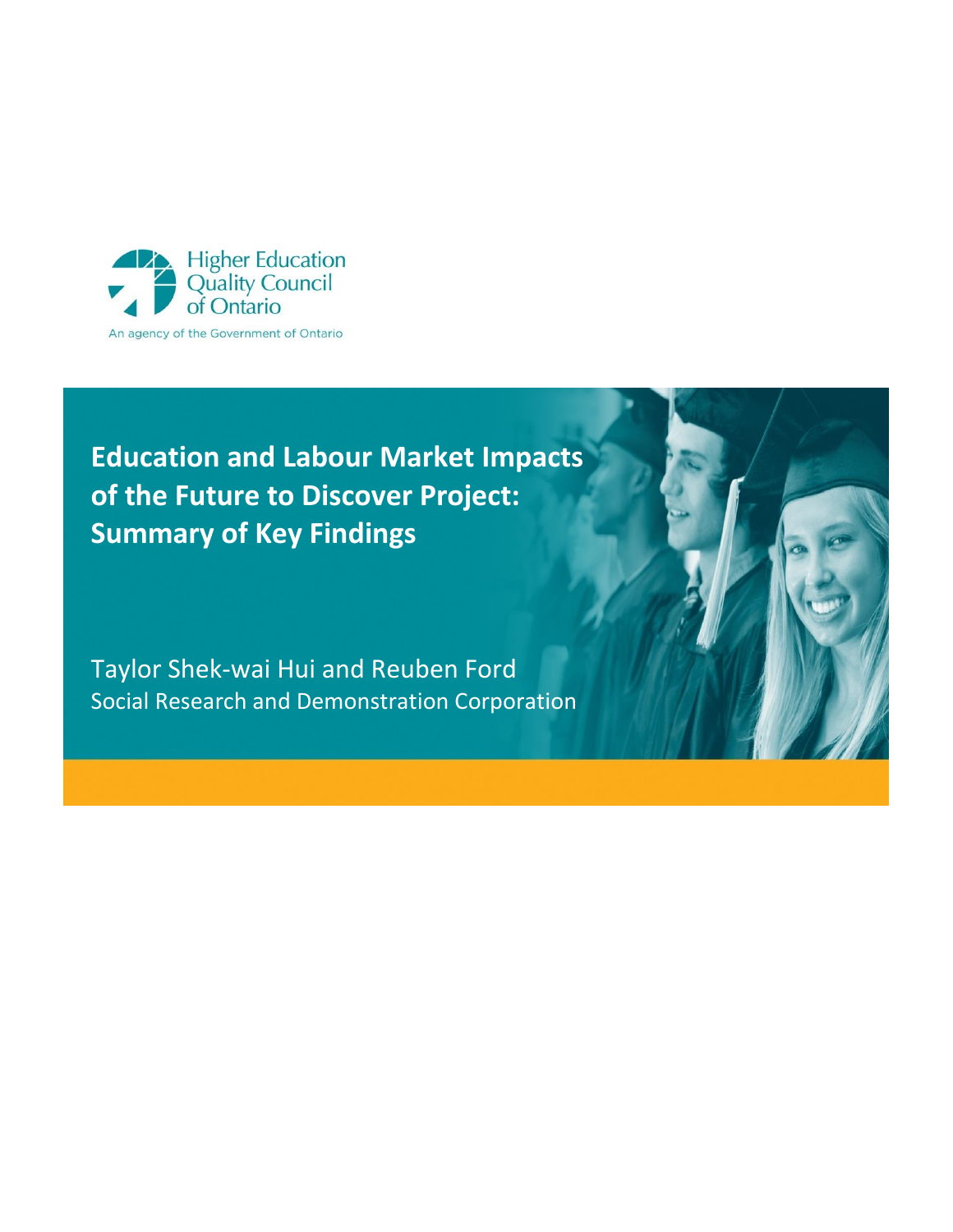Higher Education Quality Council of Ontario

An agency of the Government of Ontario

# Education and Labour Market Impacts of the Future to Discover Project: Summary of Key Findings

Taylor Shek-wai Hui and Reuben Ford

Social Research and Demonstration Corporation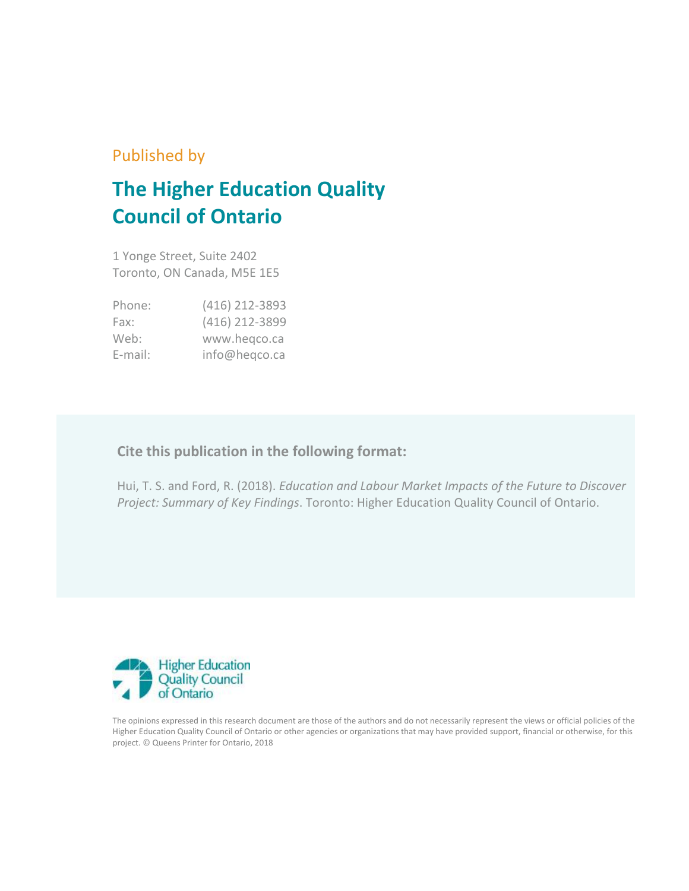Published by

# The Higher Education Quality Council of Ontario

1 Yonge Street, Suite 2402
Toronto, ON Canada, M5E 1E5

| | |
|---|---|
| Phone: | (416) 212-3893 |
| Fax: | (416) 212-3899 |
| Web: | www.heqco.ca |
| E-mail: | info@heqco.ca |

**Cite this publication in the following format:**

Hui, T. S. and Ford, R. (2018). *Education and Labour Market Impacts of the Future to Discover Project: Summary of Key Findings*. Toronto: Higher Education Quality Council of Ontario.

Higher Education Quality Council of Ontario

The opinions expressed in this research document are those of the authors and do not necessarily represent the views or official policies of the Higher Education Quality Council of Ontario or other agencies or organizations that may have provided support, financial or otherwise, for this project. © Queens Printer for Ontario, 2018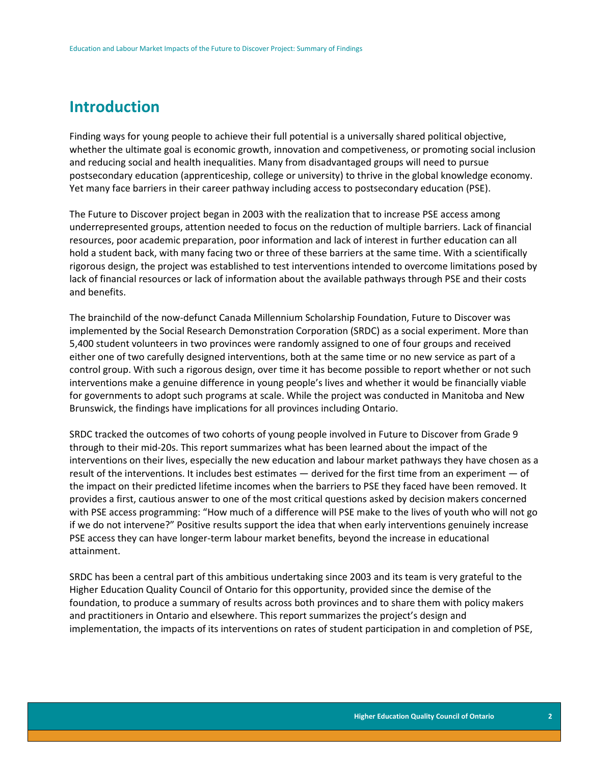# Introduction

Finding ways for young people to achieve their full potential is a universally shared political objective, whether the ultimate goal is economic growth, innovation and competiveness, or promoting social inclusion and reducing social and health inequalities. Many from disadvantaged groups will need to pursue postsecondary education (apprenticeship, college or university) to thrive in the global knowledge economy. Yet many face barriers in their career pathway including access to postsecondary education (PSE).

The Future to Discover project began in 2003 with the realization that to increase PSE access among underrepresented groups, attention needed to focus on the reduction of multiple barriers. Lack of financial resources, poor academic preparation, poor information and lack of interest in further education can all hold a student back, with many facing two or three of these barriers at the same time. With a scientifically rigorous design, the project was established to test interventions intended to overcome limitations posed by lack of financial resources or lack of information about the available pathways through PSE and their costs and benefits.

The brainchild of the now-defunct Canada Millennium Scholarship Foundation, Future to Discover was implemented by the Social Research Demonstration Corporation (SRDC) as a social experiment. More than 5,400 student volunteers in two provinces were randomly assigned to one of four groups and received either one of two carefully designed interventions, both at the same time or no new service as part of a control group. With such a rigorous design, over time it has become possible to report whether or not such interventions make a genuine difference in young people's lives and whether it would be financially viable for governments to adopt such programs at scale. While the project was conducted in Manitoba and New Brunswick, the findings have implications for all provinces including Ontario.

SRDC tracked the outcomes of two cohorts of young people involved in Future to Discover from Grade 9 through to their mid-20s. This report summarizes what has been learned about the impact of the interventions on their lives, especially the new education and labour market pathways they have chosen as a result of the interventions. It includes best estimates — derived for the first time from an experiment — of the impact on their predicted lifetime incomes when the barriers to PSE they faced have been removed. It provides a first, cautious answer to one of the most critical questions asked by decision makers concerned with PSE access programming: "How much of a difference will PSE make to the lives of youth who will not go if we do not intervene?" Positive results support the idea that when early interventions genuinely increase PSE access they can have longer-term labour market benefits, beyond the increase in educational attainment.

SRDC has been a central part of this ambitious undertaking since 2003 and its team is very grateful to the Higher Education Quality Council of Ontario for this opportunity, provided since the demise of the foundation, to produce a summary of results across both provinces and to share them with policy makers and practitioners in Ontario and elsewhere. This report summarizes the project's design and implementation, the impacts of its interventions on rates of student participation in and completion of PSE,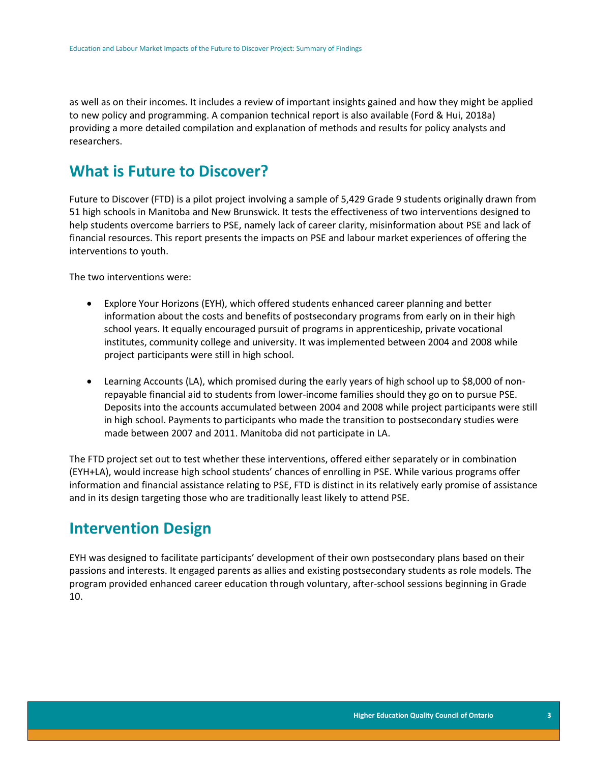as well as on their incomes. It includes a review of important insights gained and how they might be applied to new policy and programming. A companion technical report is also available (Ford & Hui, 2018a) providing a more detailed compilation and explanation of methods and results for policy analysts and researchers.

## What is Future to Discover?

Future to Discover (FTD) is a pilot project involving a sample of 5,429 Grade 9 students originally drawn from 51 high schools in Manitoba and New Brunswick. It tests the effectiveness of two interventions designed to help students overcome barriers to PSE, namely lack of career clarity, misinformation about PSE and lack of financial resources. This report presents the impacts on PSE and labour market experiences of offering the interventions to youth.

The two interventions were:

- Explore Your Horizons (EYH), which offered students enhanced career planning and better information about the costs and benefits of postsecondary programs from early on in their high school years. It equally encouraged pursuit of programs in apprenticeship, private vocational institutes, community college and university. It was implemented between 2004 and 2008 while project participants were still in high school.

- Learning Accounts (LA), which promised during the early years of high school up to $8,000 of non-repayable financial aid to students from lower-income families should they go on to pursue PSE. Deposits into the accounts accumulated between 2004 and 2008 while project participants were still in high school. Payments to participants who made the transition to postsecondary studies were made between 2007 and 2011. Manitoba did not participate in LA.

The FTD project set out to test whether these interventions, offered either separately or in combination (EYH+LA), would increase high school students' chances of enrolling in PSE. While various programs offer information and financial assistance relating to PSE, FTD is distinct in its relatively early promise of assistance and in its design targeting those who are traditionally least likely to attend PSE.

## Intervention Design

EYH was designed to facilitate participants' development of their own postsecondary plans based on their passions and interests. It engaged parents as allies and existing postsecondary students as role models. The program provided enhanced career education through voluntary, after-school sessions beginning in Grade 10.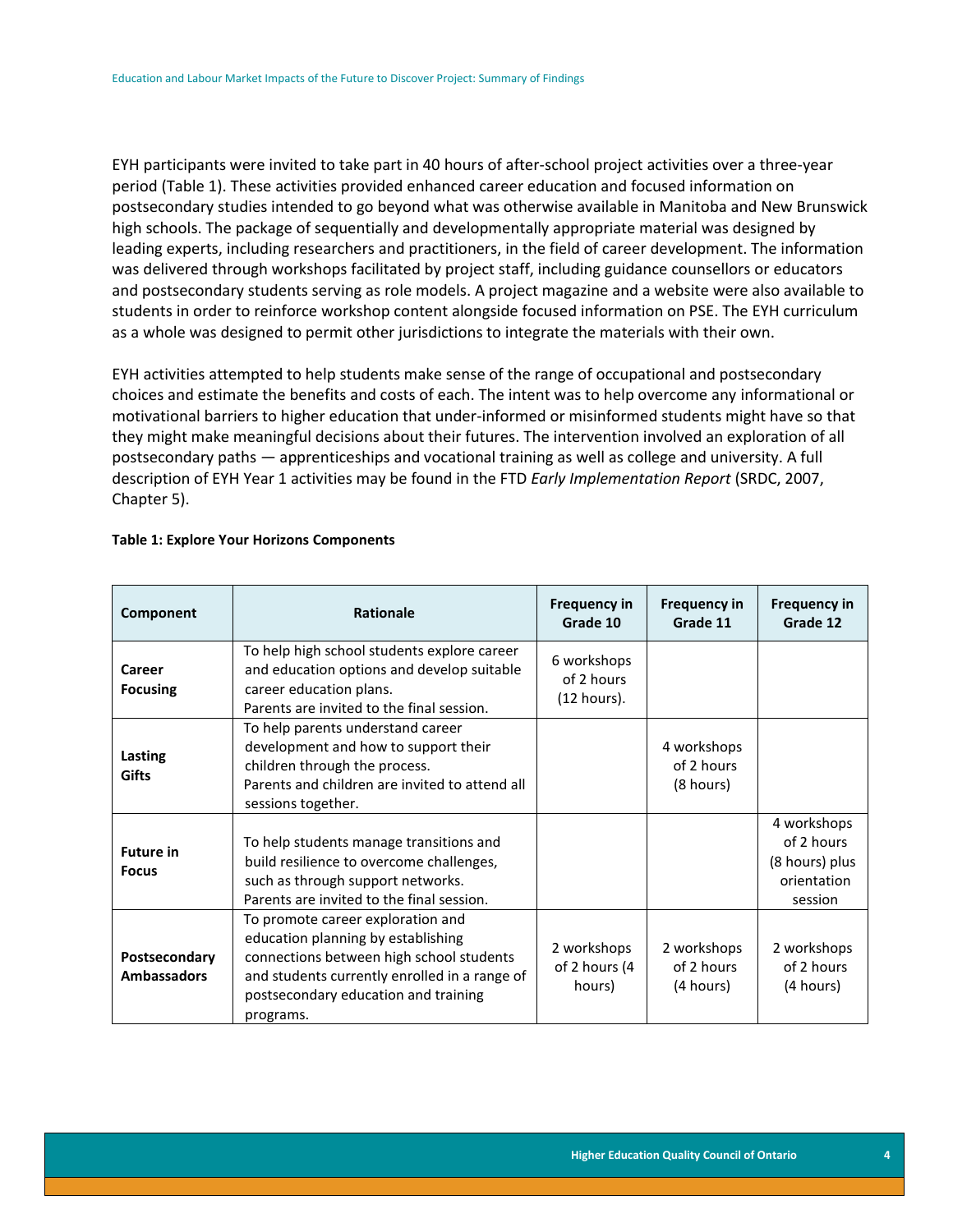EYH participants were invited to take part in 40 hours of after-school project activities over a three-year period (Table 1). These activities provided enhanced career education and focused information on postsecondary studies intended to go beyond what was otherwise available in Manitoba and New Brunswick high schools. The package of sequentially and developmentally appropriate material was designed by leading experts, including researchers and practitioners, in the field of career development. The information was delivered through workshops facilitated by project staff, including guidance counsellors or educators and postsecondary students serving as role models. A project magazine and a website were also available to students in order to reinforce workshop content alongside focused information on PSE. The EYH curriculum as a whole was designed to permit other jurisdictions to integrate the materials with their own.

EYH activities attempted to help students make sense of the range of occupational and postsecondary choices and estimate the benefits and costs of each. The intent was to help overcome any informational or motivational barriers to higher education that under-informed or misinformed students might have so that they might make meaningful decisions about their futures. The intervention involved an exploration of all postsecondary paths — apprenticeships and vocational training as well as college and university. A full description of EYH Year 1 activities may be found in the FTD *Early Implementation Report* (SRDC, 2007, Chapter 5).

**Table 1: Explore Your Horizons Components**

| Component | Rationale | Frequency in Grade 10 | Frequency in Grade 11 | Frequency in Grade 12 |
|---|---|---|---|---|
| **Career Focusing** | To help high school students explore career and education options and develop suitable career education plans. Parents are invited to the final session. | 6 workshops of 2 hours (12 hours). | | |
| **Lasting Gifts** | To help parents understand career development and how to support their children through the process. Parents and children are invited to attend all sessions together. | | 4 workshops of 2 hours (8 hours) | |
| **Future in Focus** | To help students manage transitions and build resilience to overcome challenges, such as through support networks. Parents are invited to the final session. | | | 4 workshops of 2 hours (8 hours) plus orientation session |
| **Postsecondary Ambassadors** | To promote career exploration and education planning by establishing connections between high school students and students currently enrolled in a range of postsecondary education and training programs. | 2 workshops of 2 hours (4 hours) | 2 workshops of 2 hours (4 hours) | 2 workshops of 2 hours (4 hours) |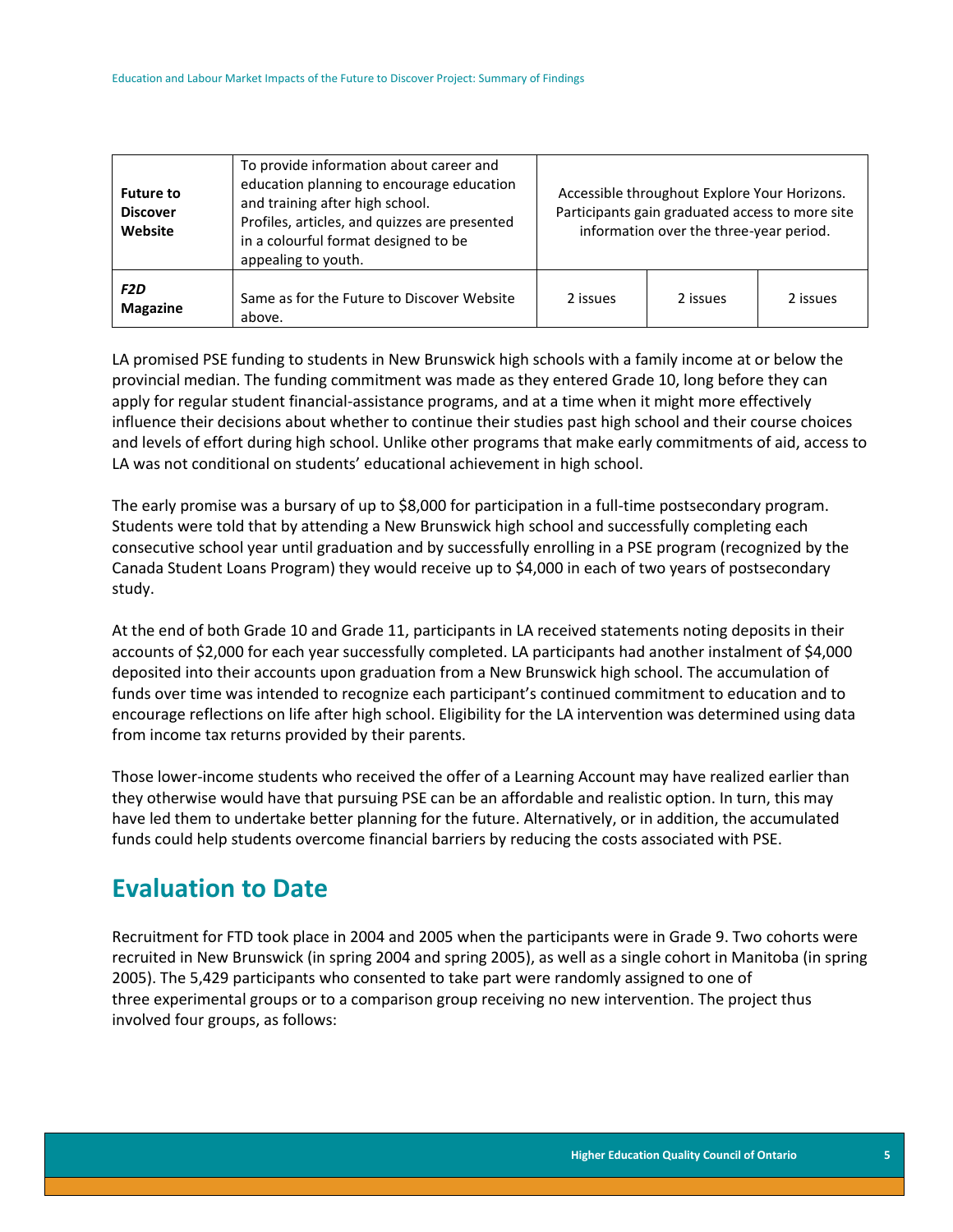| | | | | |
|---|---|---|---|---|
| **Future to Discover Website** | To provide information about career and education planning to encourage education and training after high school. Profiles, articles, and quizzes are presented in a colourful format designed to be appealing to youth. | Accessible throughout Explore Your Horizons. Participants gain graduated access to more site information over the three-year period. | | |
| ***F2D* Magazine** | Same as for the Future to Discover Website above. | 2 issues | 2 issues | 2 issues |

LA promised PSE funding to students in New Brunswick high schools with a family income at or below the provincial median. The funding commitment was made as they entered Grade 10, long before they can apply for regular student financial-assistance programs, and at a time when it might more effectively influence their decisions about whether to continue their studies past high school and their course choices and levels of effort during high school. Unlike other programs that make early commitments of aid, access to LA was not conditional on students' educational achievement in high school.

The early promise was a bursary of up to $8,000 for participation in a full-time postsecondary program. Students were told that by attending a New Brunswick high school and successfully completing each consecutive school year until graduation and by successfully enrolling in a PSE program (recognized by the Canada Student Loans Program) they would receive up to $4,000 in each of two years of postsecondary study.

At the end of both Grade 10 and Grade 11, participants in LA received statements noting deposits in their accounts of $2,000 for each year successfully completed. LA participants had another instalment of $4,000 deposited into their accounts upon graduation from a New Brunswick high school. The accumulation of funds over time was intended to recognize each participant's continued commitment to education and to encourage reflections on life after high school. Eligibility for the LA intervention was determined using data from income tax returns provided by their parents.

Those lower-income students who received the offer of a Learning Account may have realized earlier than they otherwise would have that pursuing PSE can be an affordable and realistic option. In turn, this may have led them to undertake better planning for the future. Alternatively, or in addition, the accumulated funds could help students overcome financial barriers by reducing the costs associated with PSE.

## Evaluation to Date

Recruitment for FTD took place in 2004 and 2005 when the participants were in Grade 9. Two cohorts were recruited in New Brunswick (in spring 2004 and spring 2005), as well as a single cohort in Manitoba (in spring 2005). The 5,429 participants who consented to take part were randomly assigned to one of three experimental groups or to a comparison group receiving no new intervention. The project thus involved four groups, as follows: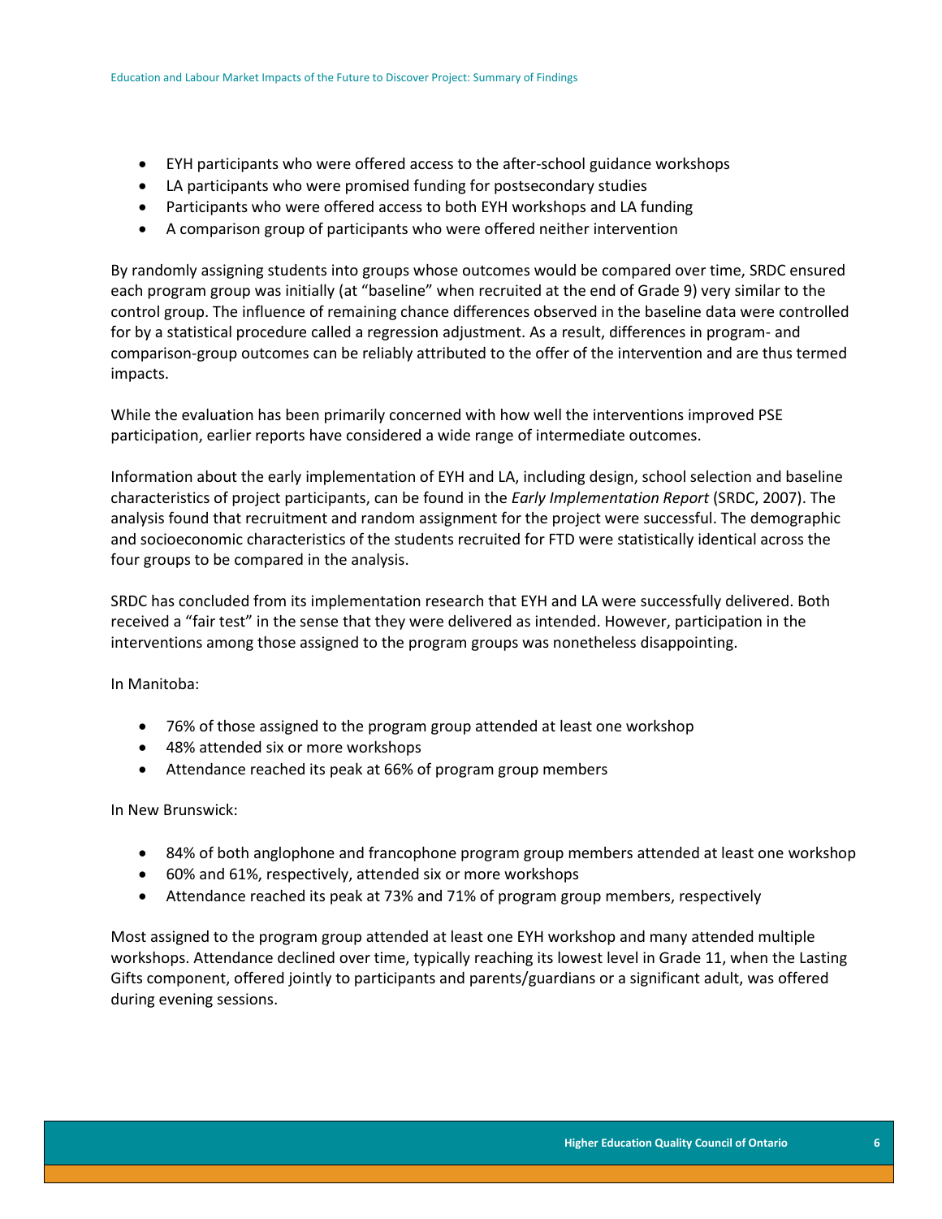- EYH participants who were offered access to the after-school guidance workshops
- LA participants who were promised funding for postsecondary studies
- Participants who were offered access to both EYH workshops and LA funding
- A comparison group of participants who were offered neither intervention

By randomly assigning students into groups whose outcomes would be compared over time, SRDC ensured each program group was initially (at "baseline" when recruited at the end of Grade 9) very similar to the control group. The influence of remaining chance differences observed in the baseline data were controlled for by a statistical procedure called a regression adjustment. As a result, differences in program- and comparison-group outcomes can be reliably attributed to the offer of the intervention and are thus termed impacts.

While the evaluation has been primarily concerned with how well the interventions improved PSE participation, earlier reports have considered a wide range of intermediate outcomes.

Information about the early implementation of EYH and LA, including design, school selection and baseline characteristics of project participants, can be found in the *Early Implementation Report* (SRDC, 2007). The analysis found that recruitment and random assignment for the project were successful. The demographic and socioeconomic characteristics of the students recruited for FTD were statistically identical across the four groups to be compared in the analysis.

SRDC has concluded from its implementation research that EYH and LA were successfully delivered. Both received a "fair test" in the sense that they were delivered as intended. However, participation in the interventions among those assigned to the program groups was nonetheless disappointing.

In Manitoba:

- 76% of those assigned to the program group attended at least one workshop
- 48% attended six or more workshops
- Attendance reached its peak at 66% of program group members

In New Brunswick:

- 84% of both anglophone and francophone program group members attended at least one workshop
- 60% and 61%, respectively, attended six or more workshops
- Attendance reached its peak at 73% and 71% of program group members, respectively

Most assigned to the program group attended at least one EYH workshop and many attended multiple workshops. Attendance declined over time, typically reaching its lowest level in Grade 11, when the Lasting Gifts component, offered jointly to participants and parents/guardians or a significant adult, was offered during evening sessions.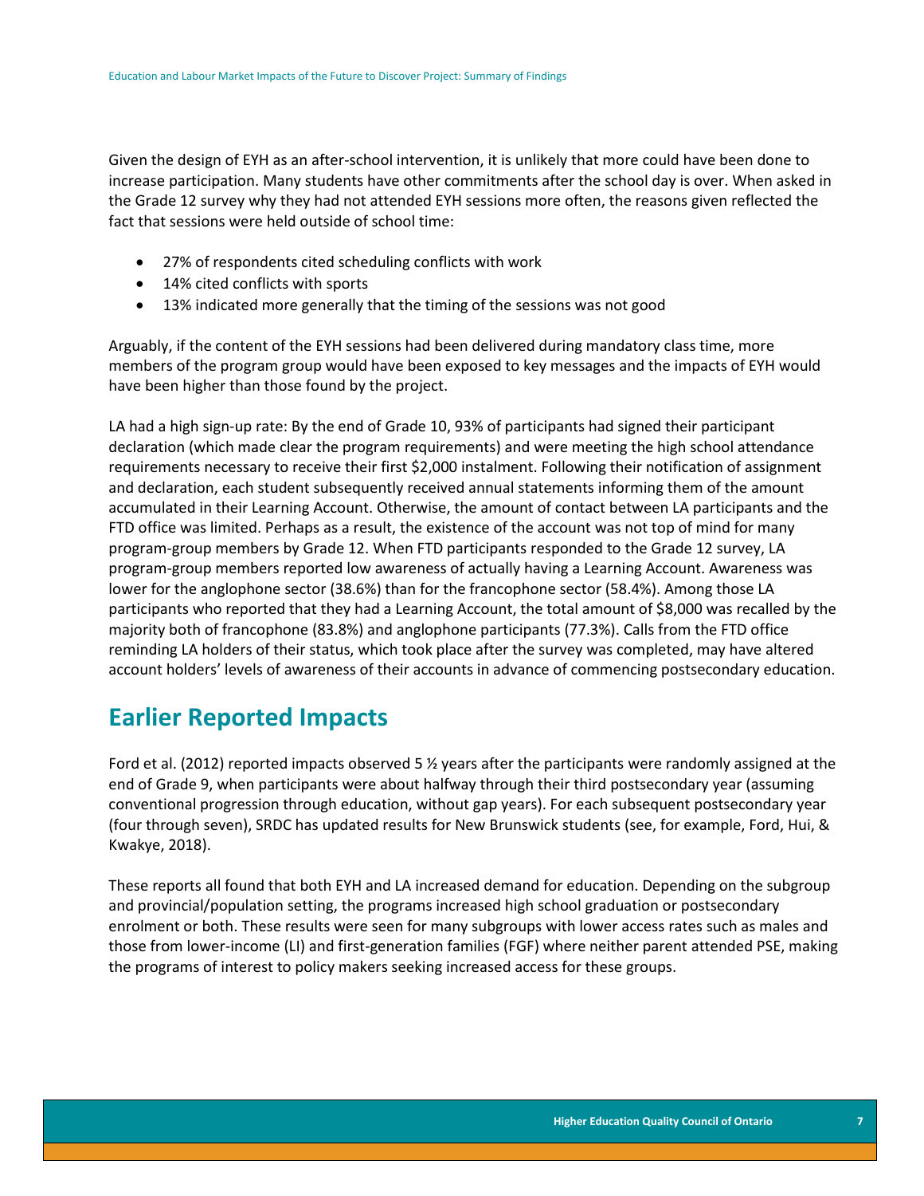Given the design of EYH as an after-school intervention, it is unlikely that more could have been done to increase participation. Many students have other commitments after the school day is over. When asked in the Grade 12 survey why they had not attended EYH sessions more often, the reasons given reflected the fact that sessions were held outside of school time:

- 27% of respondents cited scheduling conflicts with work
- 14% cited conflicts with sports
- 13% indicated more generally that the timing of the sessions was not good

Arguably, if the content of the EYH sessions had been delivered during mandatory class time, more members of the program group would have been exposed to key messages and the impacts of EYH would have been higher than those found by the project.

LA had a high sign-up rate: By the end of Grade 10, 93% of participants had signed their participant declaration (which made clear the program requirements) and were meeting the high school attendance requirements necessary to receive their first $2,000 instalment. Following their notification of assignment and declaration, each student subsequently received annual statements informing them of the amount accumulated in their Learning Account. Otherwise, the amount of contact between LA participants and the FTD office was limited. Perhaps as a result, the existence of the account was not top of mind for many program-group members by Grade 12. When FTD participants responded to the Grade 12 survey, LA program-group members reported low awareness of actually having a Learning Account. Awareness was lower for the anglophone sector (38.6%) than for the francophone sector (58.4%). Among those LA participants who reported that they had a Learning Account, the total amount of $8,000 was recalled by the majority both of francophone (83.8%) and anglophone participants (77.3%). Calls from the FTD office reminding LA holders of their status, which took place after the survey was completed, may have altered account holders' levels of awareness of their accounts in advance of commencing postsecondary education.

## Earlier Reported Impacts

Ford et al. (2012) reported impacts observed 5 ½ years after the participants were randomly assigned at the end of Grade 9, when participants were about halfway through their third postsecondary year (assuming conventional progression through education, without gap years). For each subsequent postsecondary year (four through seven), SRDC has updated results for New Brunswick students (see, for example, Ford, Hui, & Kwakye, 2018).

These reports all found that both EYH and LA increased demand for education. Depending on the subgroup and provincial/population setting, the programs increased high school graduation or postsecondary enrolment or both. These results were seen for many subgroups with lower access rates such as males and those from lower-income (LI) and first-generation families (FGF) where neither parent attended PSE, making the programs of interest to policy makers seeking increased access for these groups.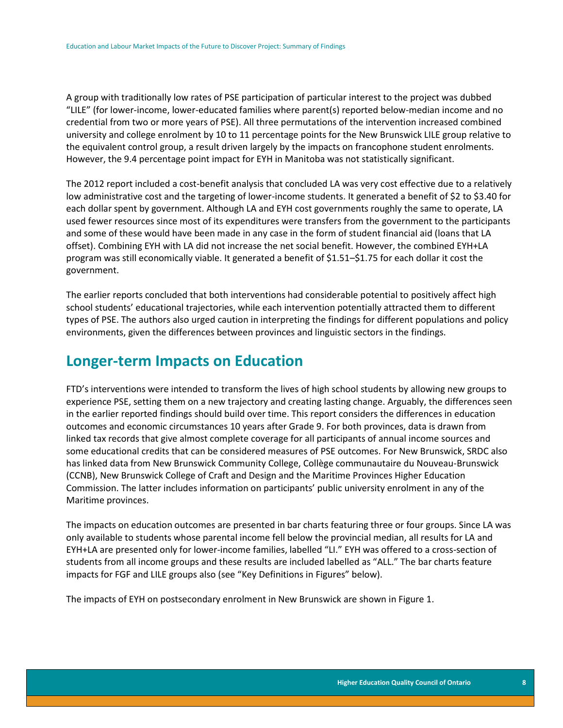A group with traditionally low rates of PSE participation of particular interest to the project was dubbed "LILE" (for lower-income, lower-educated families where parent(s) reported below-median income and no credential from two or more years of PSE). All three permutations of the intervention increased combined university and college enrolment by 10 to 11 percentage points for the New Brunswick LILE group relative to the equivalent control group, a result driven largely by the impacts on francophone student enrolments. However, the 9.4 percentage point impact for EYH in Manitoba was not statistically significant.

The 2012 report included a cost-benefit analysis that concluded LA was very cost effective due to a relatively low administrative cost and the targeting of lower-income students. It generated a benefit of $2 to $3.40 for each dollar spent by government. Although LA and EYH cost governments roughly the same to operate, LA used fewer resources since most of its expenditures were transfers from the government to the participants and some of these would have been made in any case in the form of student financial aid (loans that LA offset). Combining EYH with LA did not increase the net social benefit. However, the combined EYH+LA program was still economically viable. It generated a benefit of $1.51–$1.75 for each dollar it cost the government.

The earlier reports concluded that both interventions had considerable potential to positively affect high school students' educational trajectories, while each intervention potentially attracted them to different types of PSE. The authors also urged caution in interpreting the findings for different populations and policy environments, given the differences between provinces and linguistic sectors in the findings.

## Longer-term Impacts on Education

FTD's interventions were intended to transform the lives of high school students by allowing new groups to experience PSE, setting them on a new trajectory and creating lasting change. Arguably, the differences seen in the earlier reported findings should build over time. This report considers the differences in education outcomes and economic circumstances 10 years after Grade 9. For both provinces, data is drawn from linked tax records that give almost complete coverage for all participants of annual income sources and some educational credits that can be considered measures of PSE outcomes. For New Brunswick, SRDC also has linked data from New Brunswick Community College, Collège communautaire du Nouveau-Brunswick (CCNB), New Brunswick College of Craft and Design and the Maritime Provinces Higher Education Commission. The latter includes information on participants' public university enrolment in any of the Maritime provinces.

The impacts on education outcomes are presented in bar charts featuring three or four groups. Since LA was only available to students whose parental income fell below the provincial median, all results for LA and EYH+LA are presented only for lower-income families, labelled "LI." EYH was offered to a cross-section of students from all income groups and these results are included labelled as "ALL." The bar charts feature impacts for FGF and LILE groups also (see "Key Definitions in Figures" below).

The impacts of EYH on postsecondary enrolment in New Brunswick are shown in Figure 1.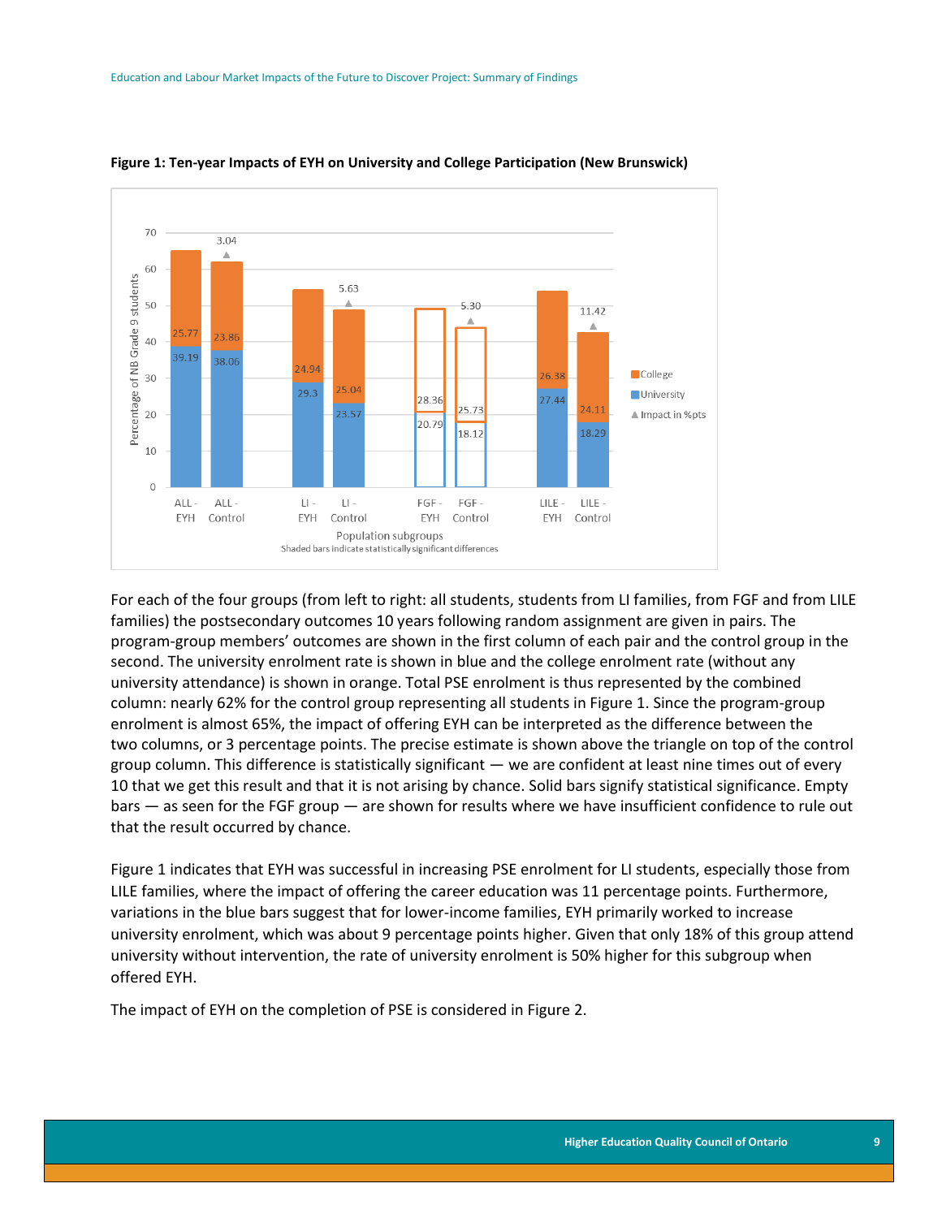**Figure 1: Ten-year Impacts of EYH on University and College Participation (New Brunswick)**

| Population subgroup | University | College | Impact in %pts |
|---|---|---|---|
| ALL - EYH | 39.19 | 25.77 | |
| ALL - Control | 38.06 | 23.86 | 3.04 |
| LI - EYH | 29.3 | 24.94 | |
| LI - Control | 23.57 | 25.04 | 5.63 |
| FGF - EYH | 20.79 | 28.36 | |
| FGF - Control | 18.12 | 25.73 | 5.30 |
| LILE - EYH | 27.44 | 26.38 | |
| LILE - Control | 18.29 | 24.11 | 11.42 |

Percentage of NB Grade 9 students. Shaded bars indicate statistically significant differences

For each of the four groups (from left to right: all students, students from LI families, from FGF and from LILE families) the postsecondary outcomes 10 years following random assignment are given in pairs. The program-group members' outcomes are shown in the first column of each pair and the control group in the second. The university enrolment rate is shown in blue and the college enrolment rate (without any university attendance) is shown in orange. Total PSE enrolment is thus represented by the combined column: nearly 62% for the control group representing all students in Figure 1. Since the program-group enrolment is almost 65%, the impact of offering EYH can be interpreted as the difference between the two columns, or 3 percentage points. The precise estimate is shown above the triangle on top of the control group column. This difference is statistically significant — we are confident at least nine times out of every 10 that we get this result and that it is not arising by chance. Solid bars signify statistical significance. Empty bars — as seen for the FGF group — are shown for results where we have insufficient confidence to rule out that the result occurred by chance.

Figure 1 indicates that EYH was successful in increasing PSE enrolment for LI students, especially those from LILE families, where the impact of offering the career education was 11 percentage points. Furthermore, variations in the blue bars suggest that for lower-income families, EYH primarily worked to increase university enrolment, which was about 9 percentage points higher. Given that only 18% of this group attend university without intervention, the rate of university enrolment is 50% higher for this subgroup when offered EYH.

The impact of EYH on the completion of PSE is considered in Figure 2.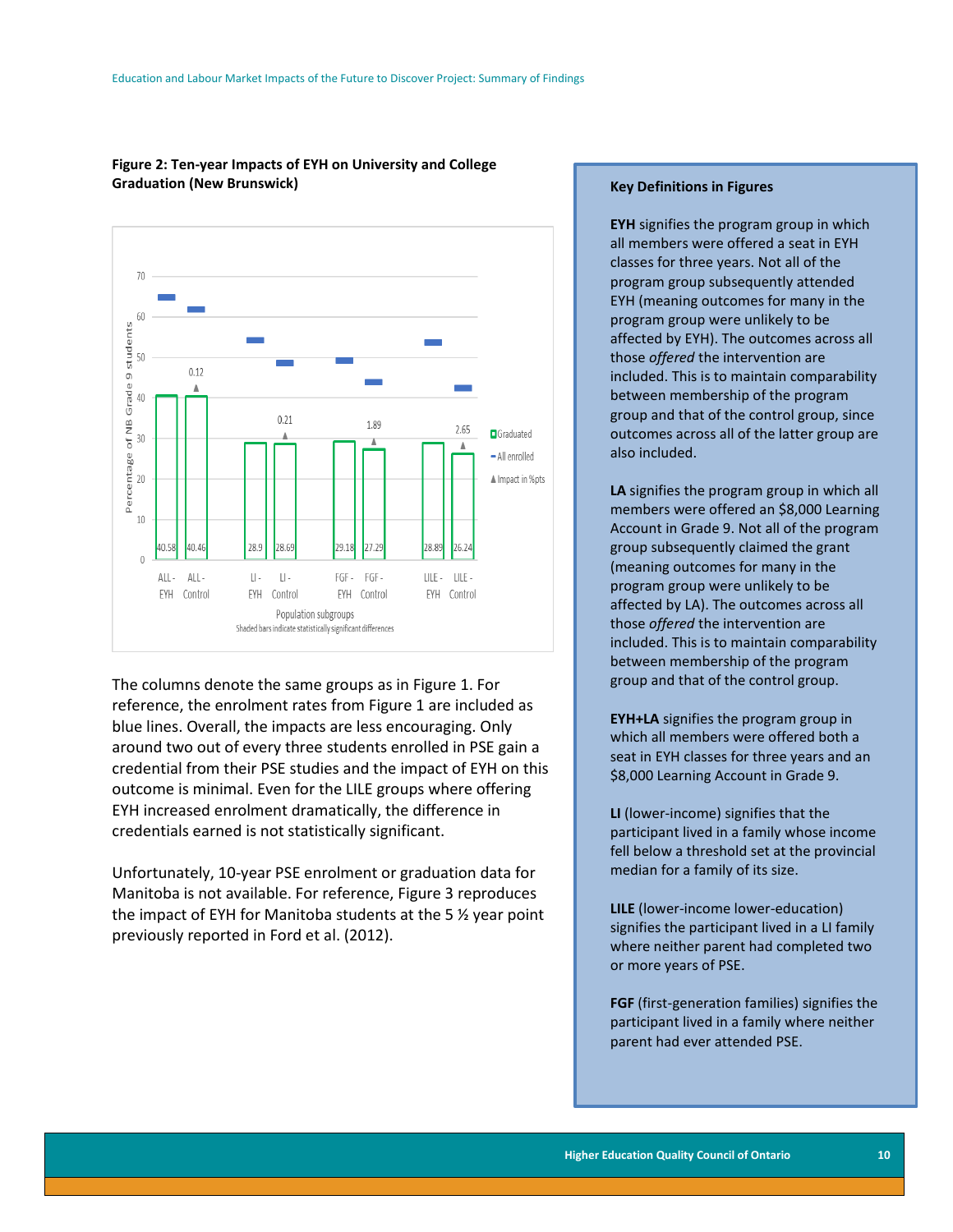**Figure 2: Ten-year Impacts of EYH on University and College Graduation (New Brunswick)**

| Population subgroups | Graduated (%) | Impact in %pts |
|---|---|---|
| ALL - EYH | 40.58 | 0.12 |
| ALL - Control | 40.46 | |
| LI - EYH | 28.9 | 0.21 |
| LI - Control | 28.69 | |
| FGF - EYH | 29.18 | 1.89 |
| FGF - Control | 27.29 | |
| LILE - EYH | 28.89 | 2.65 |
| LILE - Control | 26.24 | |

Shaded bars indicate statistically significant differences

The columns denote the same groups as in Figure 1. For reference, the enrolment rates from Figure 1 are included as blue lines. Overall, the impacts are less encouraging. Only around two out of every three students enrolled in PSE gain a credential from their PSE studies and the impact of EYH on this outcome is minimal. Even for the LILE groups where offering EYH increased enrolment dramatically, the difference in credentials earned is not statistically significant.

Unfortunately, 10-year PSE enrolment or graduation data for Manitoba is not available. For reference, Figure 3 reproduces the impact of EYH for Manitoba students at the 5 ½ year point previously reported in Ford et al. (2012).

**Key Definitions in Figures**

**EYH** signifies the program group in which all members were offered a seat in EYH classes for three years. Not all of the program group subsequently attended EYH (meaning outcomes for many in the program group were unlikely to be affected by EYH). The outcomes across all those *offered* the intervention are included. This is to maintain comparability between membership of the program group and that of the control group, since outcomes across all of the latter group are also included.

**LA** signifies the program group in which all members were offered an $8,000 Learning Account in Grade 9. Not all of the program group subsequently claimed the grant (meaning outcomes for many in the program group were unlikely to be affected by LA). The outcomes across all those *offered* the intervention are included. This is to maintain comparability between membership of the program group and that of the control group.

**EYH+LA** signifies the program group in which all members were offered both a seat in EYH classes for three years and an $8,000 Learning Account in Grade 9.

**LI** (lower-income) signifies that the participant lived in a family whose income fell below a threshold set at the provincial median for a family of its size.

**LILE** (lower-income lower-education) signifies the participant lived in a LI family where neither parent had completed two or more years of PSE.

**FGF** (first-generation families) signifies the participant lived in a family where neither parent had ever attended PSE.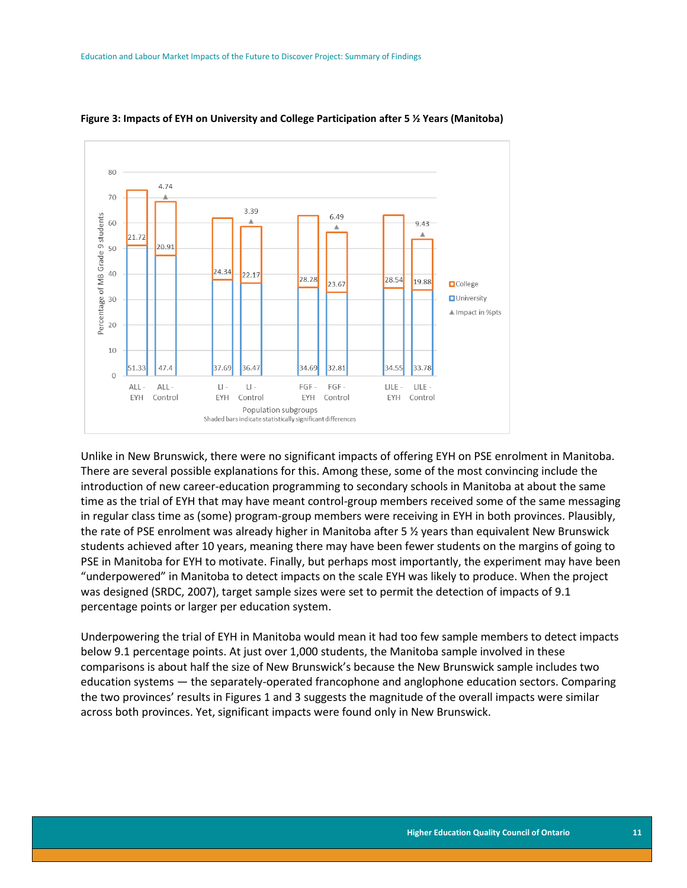**Figure 3: Impacts of EYH on University and College Participation after 5 ½ Years (Manitoba)**

| Population subgroups | University | College | Impact in %pts |
|---|---|---|---|
| ALL - EYH | 51.33 | 21.72 | |
| ALL - Control | 47.4 | 20.91 | 4.74 |
| LI - EYH | 37.69 | 24.34 | |
| LI - Control | 36.47 | 22.17 | 3.39 |
| FGF - EYH | 34.69 | 28.28 | |
| FGF - Control | 32.81 | 23.67 | 6.49 |
| LILE - EYH | 34.55 | 28.54 | |
| LILE - Control | 33.78 | 19.88 | 9.43 |

Shaded bars indicate statistically significant differences

Unlike in New Brunswick, there were no significant impacts of offering EYH on PSE enrolment in Manitoba. There are several possible explanations for this. Among these, some of the most convincing include the introduction of new career-education programming to secondary schools in Manitoba at about the same time as the trial of EYH that may have meant control-group members received some of the same messaging in regular class time as (some) program-group members were receiving in EYH in both provinces. Plausibly, the rate of PSE enrolment was already higher in Manitoba after 5 ½ years than equivalent New Brunswick students achieved after 10 years, meaning there may have been fewer students on the margins of going to PSE in Manitoba for EYH to motivate. Finally, but perhaps most importantly, the experiment may have been "underpowered" in Manitoba to detect impacts on the scale EYH was likely to produce. When the project was designed (SRDC, 2007), target sample sizes were set to permit the detection of impacts of 9.1 percentage points or larger per education system.

Underpowering the trial of EYH in Manitoba would mean it had too few sample members to detect impacts below 9.1 percentage points. At just over 1,000 students, the Manitoba sample involved in these comparisons is about half the size of New Brunswick's because the New Brunswick sample includes two education systems — the separately-operated francophone and anglophone education sectors. Comparing the two provinces' results in Figures 1 and 3 suggests the magnitude of the overall impacts were similar across both provinces. Yet, significant impacts were found only in New Brunswick.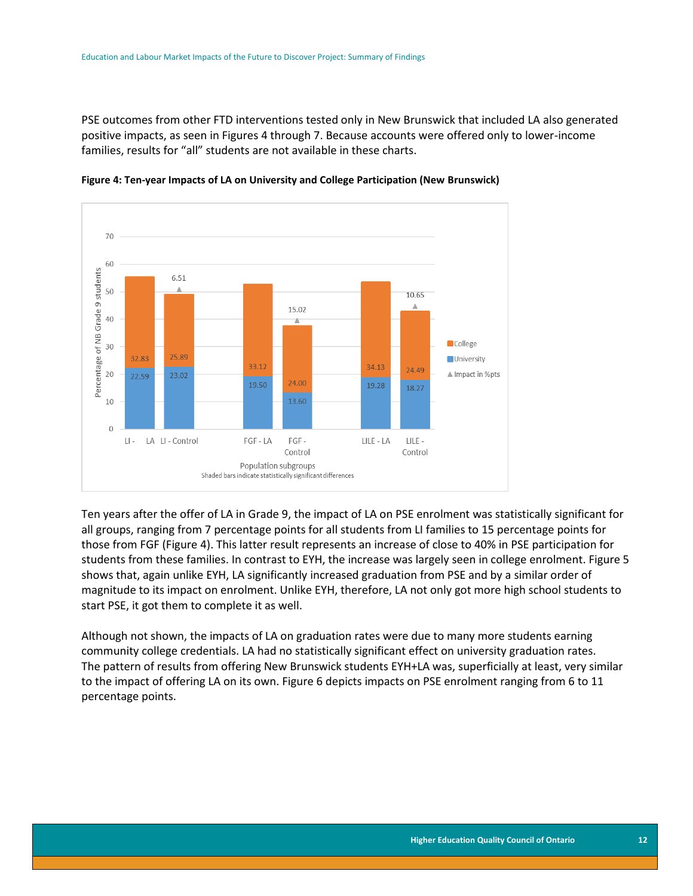PSE outcomes from other FTD interventions tested only in New Brunswick that included LA also generated positive impacts, as seen in Figures 4 through 7. Because accounts were offered only to lower-income families, results for "all" students are not available in these charts.

**Figure 4: Ten-year Impacts of LA on University and College Participation (New Brunswick)**

| Population subgroups | University | College | Impact in %pts |
|---|---|---|---|
| LI - LA | 22.59 | 32.83 | |
| LI - Control | 23.02 | 25.89 | 6.51 |
| FGF - LA | 19.50 | 33.12 | |
| FGF - Control | 13.60 | 24.00 | 15.02 |
| LILE - LA | 19.28 | 34.13 | |
| LILE - Control | 18.27 | 24.49 | 10.65 |

Percentage of NB Grade 9 students. Shaded bars indicate statistically significant differences

Ten years after the offer of LA in Grade 9, the impact of LA on PSE enrolment was statistically significant for all groups, ranging from 7 percentage points for all students from LI families to 15 percentage points for those from FGF (Figure 4). This latter result represents an increase of close to 40% in PSE participation for students from these families. In contrast to EYH, the increase was largely seen in college enrolment. Figure 5 shows that, again unlike EYH, LA significantly increased graduation from PSE and by a similar order of magnitude to its impact on enrolment. Unlike EYH, therefore, LA not only got more high school students to start PSE, it got them to complete it as well.

Although not shown, the impacts of LA on graduation rates were due to many more students earning community college credentials. LA had no statistically significant effect on university graduation rates. The pattern of results from offering New Brunswick students EYH+LA was, superficially at least, very similar to the impact of offering LA on its own. Figure 6 depicts impacts on PSE enrolment ranging from 6 to 11 percentage points.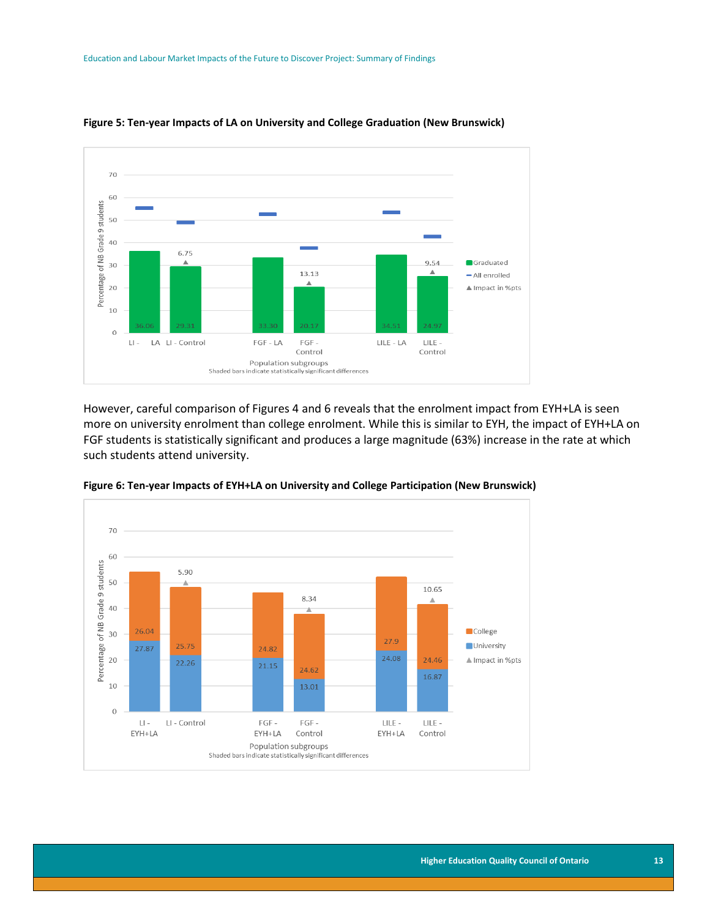**Figure 5: Ten-year Impacts of LA on University and College Graduation (New Brunswick)**

| Population subgroups | Graduated | Impact in %pts |
|---|---|---|
| LI - LA | 36.06 | |
| LI - Control | 29.31 | 6.75 |
| FGF - LA | 33.30 | |
| FGF - Control | 20.17 | 13.13 |
| LILE - LA | 34.51 | |
| LILE - Control | 24.97 | 9.54 |

Shaded bars indicate statistically significant differences

However, careful comparison of Figures 4 and 6 reveals that the enrolment impact from EYH+LA is seen more on university enrolment than college enrolment. While this is similar to EYH, the impact of EYH+LA on FGF students is statistically significant and produces a large magnitude (63%) increase in the rate at which such students attend university.

**Figure 6: Ten-year Impacts of EYH+LA on University and College Participation (New Brunswick)**

| Population subgroups | University | College | Impact in %pts |
|---|---|---|---|
| LI - EYH+LA | 27.87 | 26.04 | |
| LI - Control | 22.26 | 25.75 | 5.90 |
| FGF - EYH+LA | 21.15 | 24.82 | |
| FGF - Control | 13.01 | 24.62 | 8.34 |
| LILE - EYH+LA | 24.08 | 27.9 | |
| LILE - Control | 16.87 | 24.46 | 10.65 |

Shaded bars indicate statistically significant differences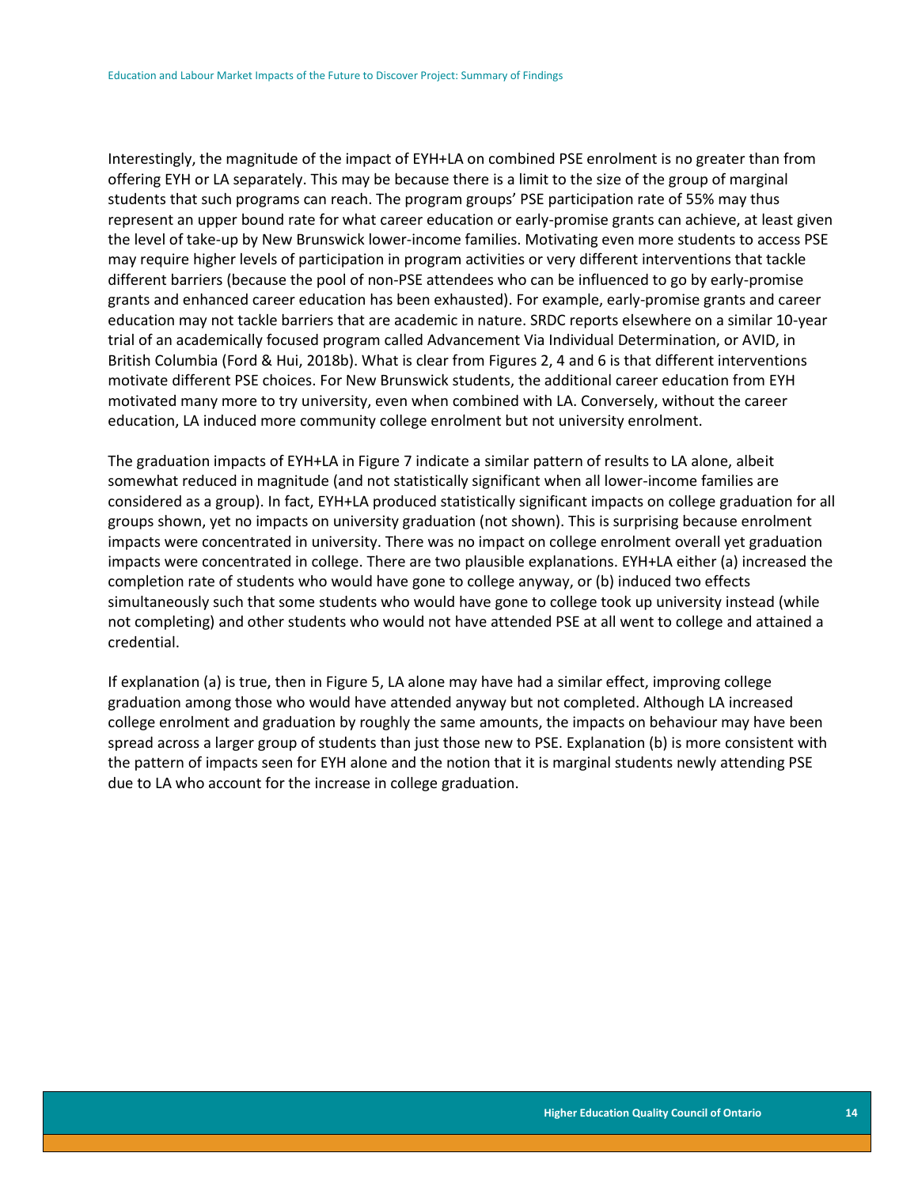Interestingly, the magnitude of the impact of EYH+LA on combined PSE enrolment is no greater than from offering EYH or LA separately. This may be because there is a limit to the size of the group of marginal students that such programs can reach. The program groups' PSE participation rate of 55% may thus represent an upper bound rate for what career education or early-promise grants can achieve, at least given the level of take-up by New Brunswick lower-income families. Motivating even more students to access PSE may require higher levels of participation in program activities or very different interventions that tackle different barriers (because the pool of non-PSE attendees who can be influenced to go by early-promise grants and enhanced career education has been exhausted). For example, early-promise grants and career education may not tackle barriers that are academic in nature. SRDC reports elsewhere on a similar 10-year trial of an academically focused program called Advancement Via Individual Determination, or AVID, in British Columbia (Ford & Hui, 2018b). What is clear from Figures 2, 4 and 6 is that different interventions motivate different PSE choices. For New Brunswick students, the additional career education from EYH motivated many more to try university, even when combined with LA. Conversely, without the career education, LA induced more community college enrolment but not university enrolment.

The graduation impacts of EYH+LA in Figure 7 indicate a similar pattern of results to LA alone, albeit somewhat reduced in magnitude (and not statistically significant when all lower-income families are considered as a group). In fact, EYH+LA produced statistically significant impacts on college graduation for all groups shown, yet no impacts on university graduation (not shown). This is surprising because enrolment impacts were concentrated in university. There was no impact on college enrolment overall yet graduation impacts were concentrated in college. There are two plausible explanations. EYH+LA either (a) increased the completion rate of students who would have gone to college anyway, or (b) induced two effects simultaneously such that some students who would have gone to college took up university instead (while not completing) and other students who would not have attended PSE at all went to college and attained a credential.

If explanation (a) is true, then in Figure 5, LA alone may have had a similar effect, improving college graduation among those who would have attended anyway but not completed. Although LA increased college enrolment and graduation by roughly the same amounts, the impacts on behaviour may have been spread across a larger group of students than just those new to PSE. Explanation (b) is more consistent with the pattern of impacts seen for EYH alone and the notion that it is marginal students newly attending PSE due to LA who account for the increase in college graduation.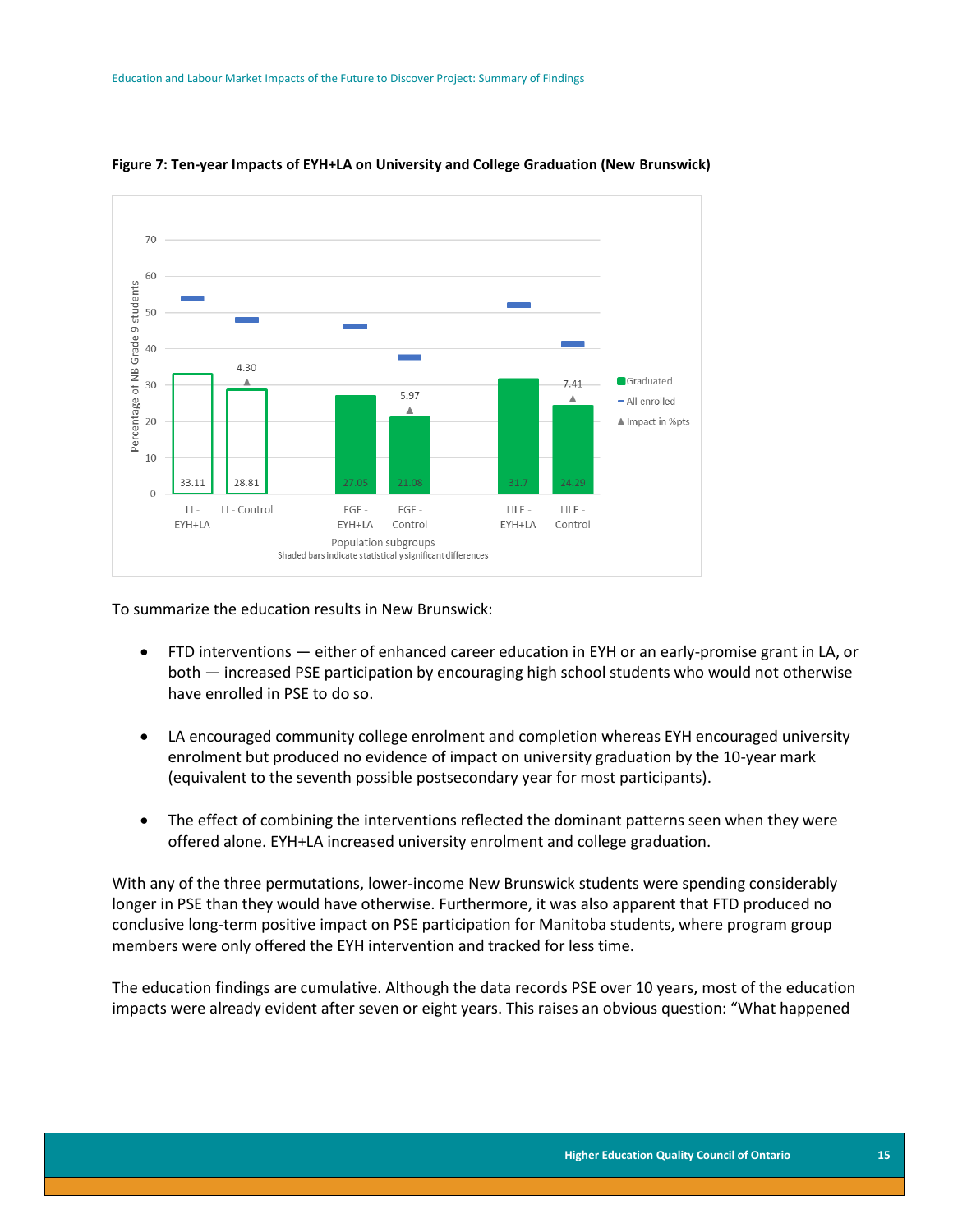**Figure 7: Ten-year Impacts of EYH+LA on University and College Graduation (New Brunswick)**

| Population subgroup | Graduated (%) | Impact in %pts |
| --- | --- | --- |
| LI - EYH+LA | 33.11 | |
| LI - Control | 28.81 | 4.30 |
| FGF - EYH+LA | 27.05 | |
| FGF - Control | 21.08 | 5.97 |
| LILE - EYH+LA | 31.7 | |
| LILE - Control | 24.29 | 7.41 |

Shaded bars indicate statistically significant differences

To summarize the education results in New Brunswick:

- FTD interventions — either of enhanced career education in EYH or an early-promise grant in LA, or both — increased PSE participation by encouraging high school students who would not otherwise have enrolled in PSE to do so.
- LA encouraged community college enrolment and completion whereas EYH encouraged university enrolment but produced no evidence of impact on university graduation by the 10-year mark (equivalent to the seventh possible postsecondary year for most participants).
- The effect of combining the interventions reflected the dominant patterns seen when they were offered alone. EYH+LA increased university enrolment and college graduation.

With any of the three permutations, lower-income New Brunswick students were spending considerably longer in PSE than they would have otherwise. Furthermore, it was also apparent that FTD produced no conclusive long-term positive impact on PSE participation for Manitoba students, where program group members were only offered the EYH intervention and tracked for less time.

The education findings are cumulative. Although the data records PSE over 10 years, most of the education impacts were already evident after seven or eight years. This raises an obvious question: "What happened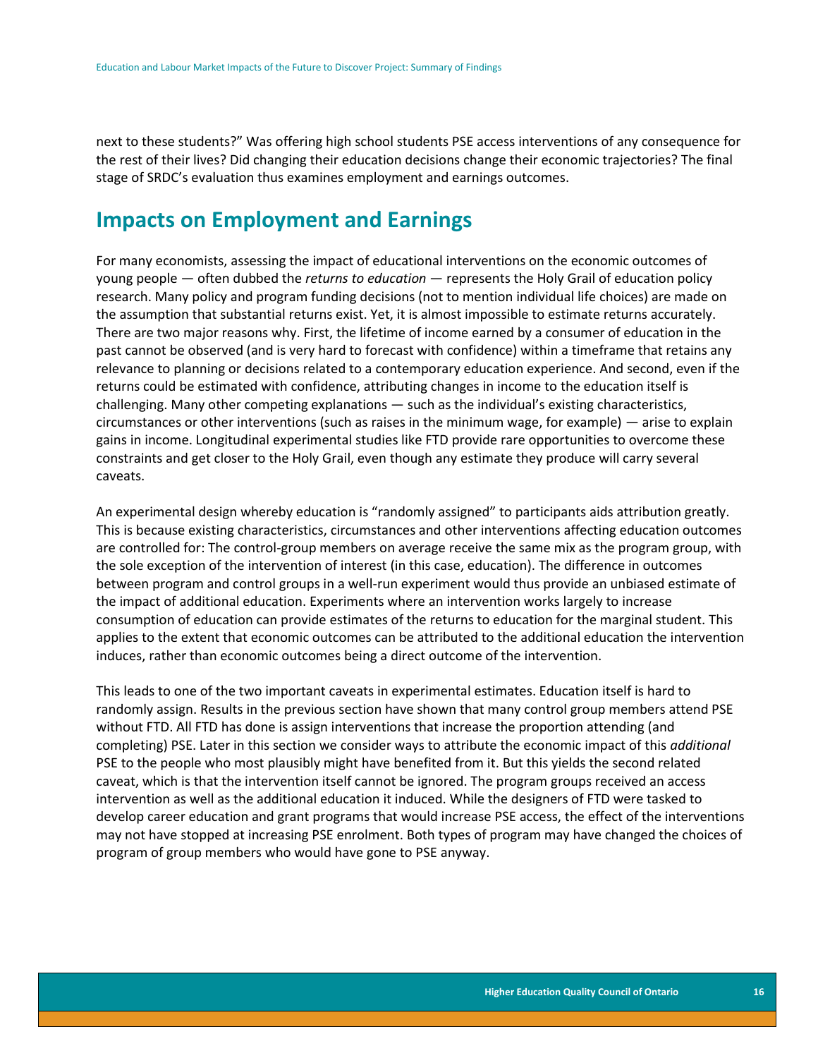next to these students?" Was offering high school students PSE access interventions of any consequence for the rest of their lives? Did changing their education decisions change their economic trajectories? The final stage of SRDC's evaluation thus examines employment and earnings outcomes.

## Impacts on Employment and Earnings

For many economists, assessing the impact of educational interventions on the economic outcomes of young people — often dubbed the *returns to education* — represents the Holy Grail of education policy research. Many policy and program funding decisions (not to mention individual life choices) are made on the assumption that substantial returns exist. Yet, it is almost impossible to estimate returns accurately. There are two major reasons why. First, the lifetime of income earned by a consumer of education in the past cannot be observed (and is very hard to forecast with confidence) within a timeframe that retains any relevance to planning or decisions related to a contemporary education experience. And second, even if the returns could be estimated with confidence, attributing changes in income to the education itself is challenging. Many other competing explanations — such as the individual's existing characteristics, circumstances or other interventions (such as raises in the minimum wage, for example) — arise to explain gains in income. Longitudinal experimental studies like FTD provide rare opportunities to overcome these constraints and get closer to the Holy Grail, even though any estimate they produce will carry several caveats.

An experimental design whereby education is "randomly assigned" to participants aids attribution greatly. This is because existing characteristics, circumstances and other interventions affecting education outcomes are controlled for: The control-group members on average receive the same mix as the program group, with the sole exception of the intervention of interest (in this case, education). The difference in outcomes between program and control groups in a well-run experiment would thus provide an unbiased estimate of the impact of additional education. Experiments where an intervention works largely to increase consumption of education can provide estimates of the returns to education for the marginal student. This applies to the extent that economic outcomes can be attributed to the additional education the intervention induces, rather than economic outcomes being a direct outcome of the intervention.

This leads to one of the two important caveats in experimental estimates. Education itself is hard to randomly assign. Results in the previous section have shown that many control group members attend PSE without FTD. All FTD has done is assign interventions that increase the proportion attending (and completing) PSE. Later in this section we consider ways to attribute the economic impact of this *additional* PSE to the people who most plausibly might have benefited from it. But this yields the second related caveat, which is that the intervention itself cannot be ignored. The program groups received an access intervention as well as the additional education it induced. While the designers of FTD were tasked to develop career education and grant programs that would increase PSE access, the effect of the interventions may not have stopped at increasing PSE enrolment. Both types of program may have changed the choices of program of group members who would have gone to PSE anyway.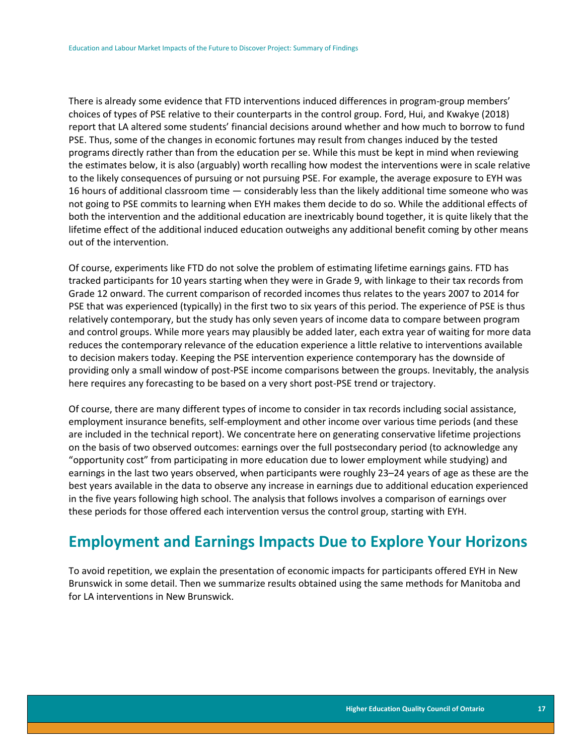There is already some evidence that FTD interventions induced differences in program-group members' choices of types of PSE relative to their counterparts in the control group. Ford, Hui, and Kwakye (2018) report that LA altered some students' financial decisions around whether and how much to borrow to fund PSE. Thus, some of the changes in economic fortunes may result from changes induced by the tested programs directly rather than from the education per se. While this must be kept in mind when reviewing the estimates below, it is also (arguably) worth recalling how modest the interventions were in scale relative to the likely consequences of pursuing or not pursuing PSE. For example, the average exposure to EYH was 16 hours of additional classroom time — considerably less than the likely additional time someone who was not going to PSE commits to learning when EYH makes them decide to do so. While the additional effects of both the intervention and the additional education are inextricably bound together, it is quite likely that the lifetime effect of the additional induced education outweighs any additional benefit coming by other means out of the intervention.

Of course, experiments like FTD do not solve the problem of estimating lifetime earnings gains. FTD has tracked participants for 10 years starting when they were in Grade 9, with linkage to their tax records from Grade 12 onward. The current comparison of recorded incomes thus relates to the years 2007 to 2014 for PSE that was experienced (typically) in the first two to six years of this period. The experience of PSE is thus relatively contemporary, but the study has only seven years of income data to compare between program and control groups. While more years may plausibly be added later, each extra year of waiting for more data reduces the contemporary relevance of the education experience a little relative to interventions available to decision makers today. Keeping the PSE intervention experience contemporary has the downside of providing only a small window of post-PSE income comparisons between the groups. Inevitably, the analysis here requires any forecasting to be based on a very short post-PSE trend or trajectory.

Of course, there are many different types of income to consider in tax records including social assistance, employment insurance benefits, self-employment and other income over various time periods (and these are included in the technical report). We concentrate here on generating conservative lifetime projections on the basis of two observed outcomes: earnings over the full postsecondary period (to acknowledge any "opportunity cost" from participating in more education due to lower employment while studying) and earnings in the last two years observed, when participants were roughly 23–24 years of age as these are the best years available in the data to observe any increase in earnings due to additional education experienced in the five years following high school. The analysis that follows involves a comparison of earnings over these periods for those offered each intervention versus the control group, starting with EYH.

## Employment and Earnings Impacts Due to Explore Your Horizons

To avoid repetition, we explain the presentation of economic impacts for participants offered EYH in New Brunswick in some detail. Then we summarize results obtained using the same methods for Manitoba and for LA interventions in New Brunswick.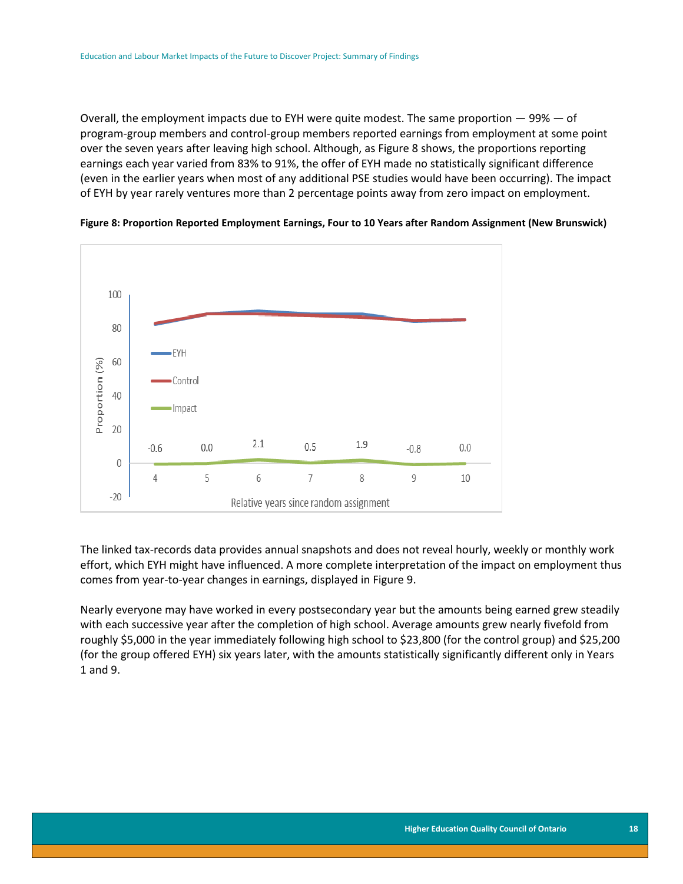Overall, the employment impacts due to EYH were quite modest. The same proportion — 99% — of program-group members and control-group members reported earnings from employment at some point over the seven years after leaving high school. Although, as Figure 8 shows, the proportions reporting earnings each year varied from 83% to 91%, the offer of EYH made no statistically significant difference (even in the earlier years when most of any additional PSE studies would have been occurring). The impact of EYH by year rarely ventures more than 2 percentage points away from zero impact on employment.

**Figure 8: Proportion Reported Employment Earnings, Four to 10 Years after Random Assignment (New Brunswick)**

| Relative years since random assignment | 4 | 5 | 6 | 7 | 8 | 9 | 10 |
|---|---|---|---|---|---|---|---|
| Impact | -0.6 | 0.0 | 2.1 | 0.5 | 1.9 | -0.8 | 0.0 |

The linked tax-records data provides annual snapshots and does not reveal hourly, weekly or monthly work effort, which EYH might have influenced. A more complete interpretation of the impact on employment thus comes from year-to-year changes in earnings, displayed in Figure 9.

Nearly everyone may have worked in every postsecondary year but the amounts being earned grew steadily with each successive year after the completion of high school. Average amounts grew nearly fivefold from roughly $5,000 in the year immediately following high school to $23,800 (for the control group) and $25,200 (for the group offered EYH) six years later, with the amounts statistically significantly different only in Years 1 and 9.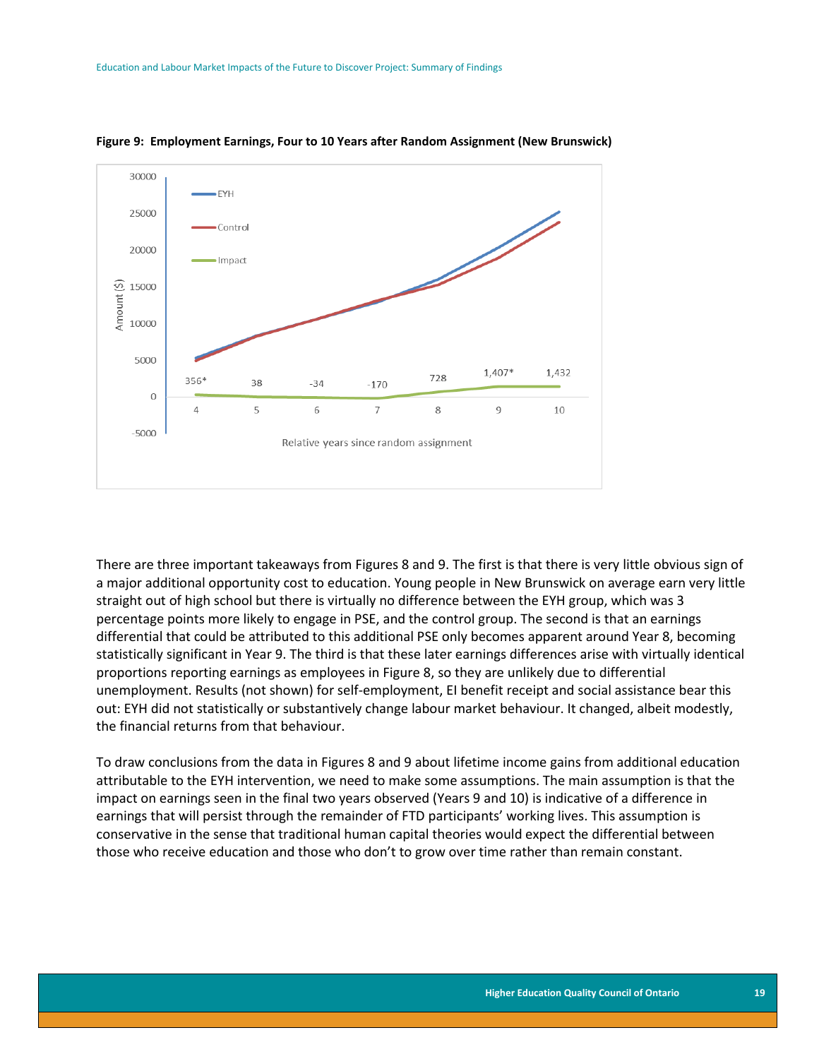**Figure 9: Employment Earnings, Four to 10 Years after Random Assignment (New Brunswick)**

There are three important takeaways from Figures 8 and 9. The first is that there is very little obvious sign of a major additional opportunity cost to education. Young people in New Brunswick on average earn very little straight out of high school but there is virtually no difference between the EYH group, which was 3 percentage points more likely to engage in PSE, and the control group. The second is that an earnings differential that could be attributed to this additional PSE only becomes apparent around Year 8, becoming statistically significant in Year 9. The third is that these later earnings differences arise with virtually identical proportions reporting earnings as employees in Figure 8, so they are unlikely due to differential unemployment. Results (not shown) for self-employment, EI benefit receipt and social assistance bear this out: EYH did not statistically or substantively change labour market behaviour. It changed, albeit modestly, the financial returns from that behaviour.

To draw conclusions from the data in Figures 8 and 9 about lifetime income gains from additional education attributable to the EYH intervention, we need to make some assumptions. The main assumption is that the impact on earnings seen in the final two years observed (Years 9 and 10) is indicative of a difference in earnings that will persist through the remainder of FTD participants' working lives. This assumption is conservative in the sense that traditional human capital theories would expect the differential between those who receive education and those who don't to grow over time rather than remain constant.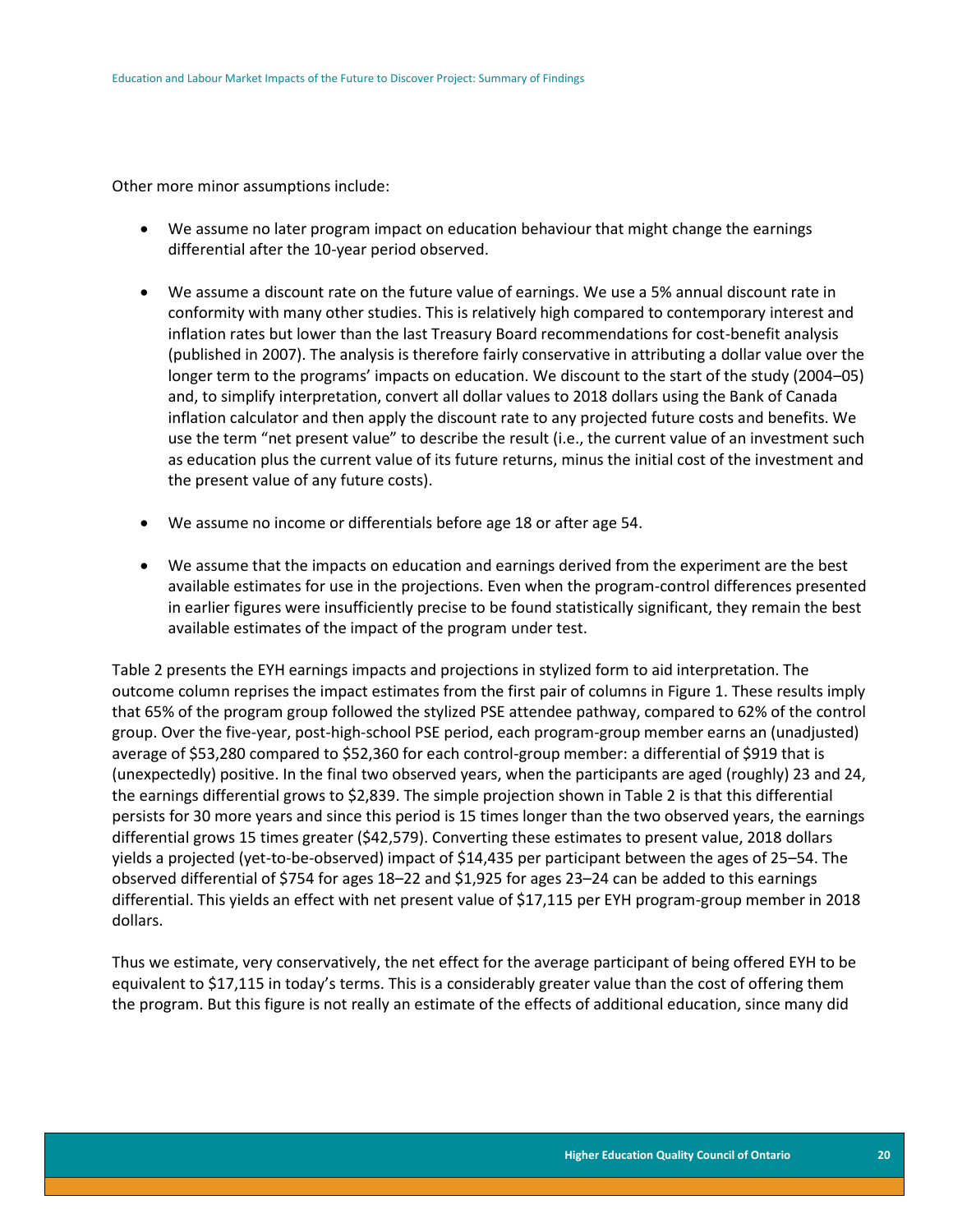Other more minor assumptions include:

- We assume no later program impact on education behaviour that might change the earnings differential after the 10-year period observed.

- We assume a discount rate on the future value of earnings. We use a 5% annual discount rate in conformity with many other studies. This is relatively high compared to contemporary interest and inflation rates but lower than the last Treasury Board recommendations for cost-benefit analysis (published in 2007). The analysis is therefore fairly conservative in attributing a dollar value over the longer term to the programs' impacts on education. We discount to the start of the study (2004–05) and, to simplify interpretation, convert all dollar values to 2018 dollars using the Bank of Canada inflation calculator and then apply the discount rate to any projected future costs and benefits. We use the term "net present value" to describe the result (i.e., the current value of an investment such as education plus the current value of its future returns, minus the initial cost of the investment and the present value of any future costs).

- We assume no income or differentials before age 18 or after age 54.

- We assume that the impacts on education and earnings derived from the experiment are the best available estimates for use in the projections. Even when the program-control differences presented in earlier figures were insufficiently precise to be found statistically significant, they remain the best available estimates of the impact of the program under test.

Table 2 presents the EYH earnings impacts and projections in stylized form to aid interpretation. The outcome column reprises the impact estimates from the first pair of columns in Figure 1. These results imply that 65% of the program group followed the stylized PSE attendee pathway, compared to 62% of the control group. Over the five-year, post-high-school PSE period, each program-group member earns an (unadjusted) average of $53,280 compared to $52,360 for each control-group member: a differential of $919 that is (unexpectedly) positive. In the final two observed years, when the participants are aged (roughly) 23 and 24, the earnings differential grows to $2,839. The simple projection shown in Table 2 is that this differential persists for 30 more years and since this period is 15 times longer than the two observed years, the earnings differential grows 15 times greater ($42,579). Converting these estimates to present value, 2018 dollars yields a projected (yet-to-be-observed) impact of $14,435 per participant between the ages of 25–54. The observed differential of $754 for ages 18–22 and $1,925 for ages 23–24 can be added to this earnings differential. This yields an effect with net present value of $17,115 per EYH program-group member in 2018 dollars.

Thus we estimate, very conservatively, the net effect for the average participant of being offered EYH to be equivalent to $17,115 in today's terms. This is a considerably greater value than the cost of offering them the program. But this figure is not really an estimate of the effects of additional education, since many did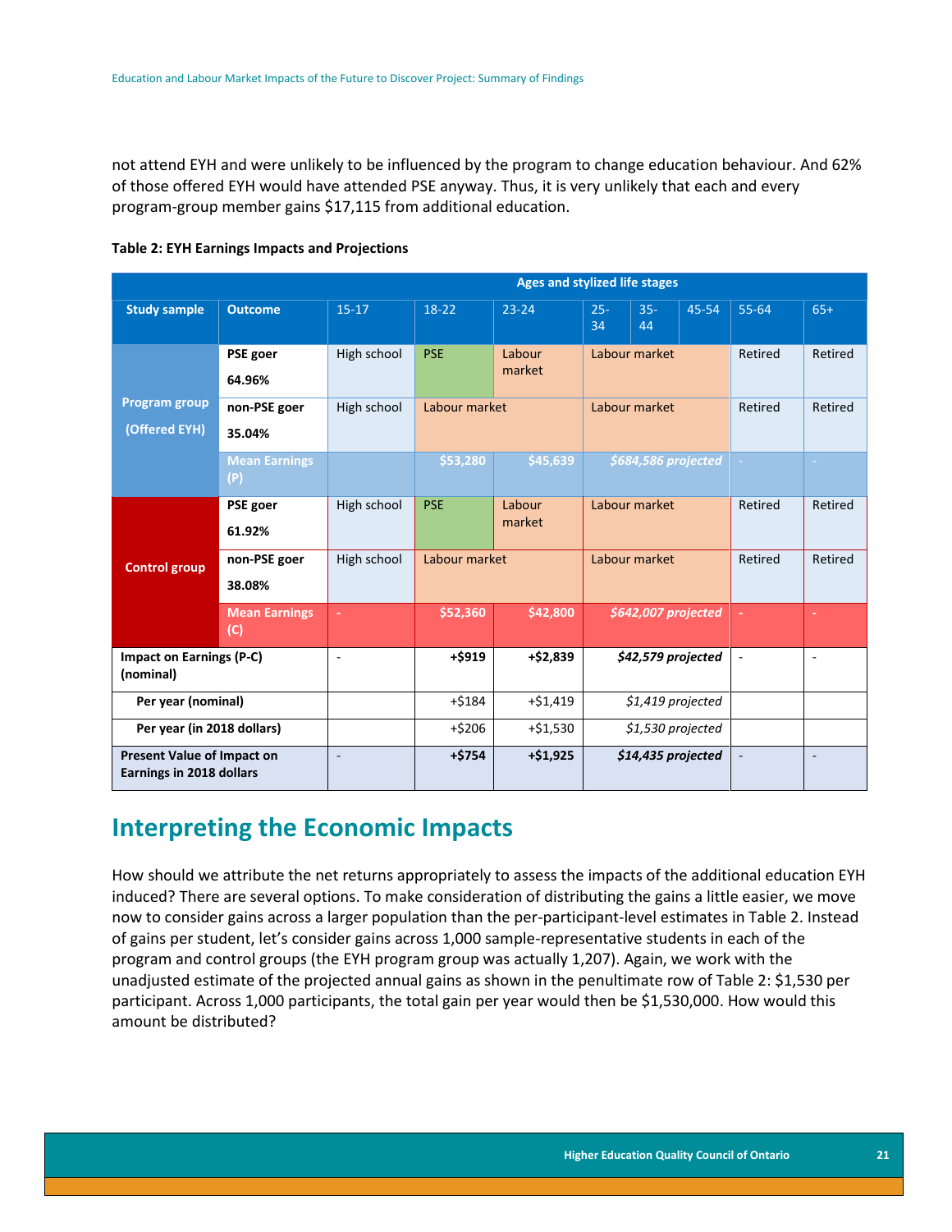not attend EYH and were unlikely to be influenced by the program to change education behaviour. And 62% of those offered EYH would have attended PSE anyway. Thus, it is very unlikely that each and every program-group member gains $17,115 from additional education.

**Table 2: EYH Earnings Impacts and Projections**

| Study sample | Outcome | Ages and stylized life stages | | | | | | | |
|---|---|---|---|---|---|---|---|---|---|
| | | 15-17 | 18-22 | 23-24 | 25-34 | 35-44 | 45-54 | 55-64 | 65+ |
| Program group (Offered EYH) | PSE goer 64.96% | High school | PSE | Labour market | Labour market | | | Retired | Retired |
| | non-PSE goer 35.04% | High school | Labour market | | Labour market | | | Retired | Retired |
| | Mean Earnings (P) | | $53,280 | $45,639 | *$684,586 projected* | | | - | - |
| Control group | PSE goer 61.92% | High school | PSE | Labour market | Labour market | | | Retired | Retired |
| | non-PSE goer 38.08% | High school | Labour market | | Labour market | | | Retired | Retired |
| | Mean Earnings (C) | - | $52,360 | $42,800 | *$642,007 projected* | | | - | - |
| **Impact on Earnings (P-C) (nominal)** | | - | **+$919** | **+$2,839** | ***$42,579 projected*** | | | - | - |
| **Per year (nominal)** | | | +$184 | +$1,419 | *$1,419 projected* | | | | |
| **Per year (in 2018 dollars)** | | | +$206 | +$1,530 | *$1,530 projected* | | | | |
| **Present Value of Impact on Earnings in 2018 dollars** | | - | **+$754** | **+$1,925** | ***$14,435 projected*** | | | - | - |

## Interpreting the Economic Impacts

How should we attribute the net returns appropriately to assess the impacts of the additional education EYH induced? There are several options. To make consideration of distributing the gains a little easier, we move now to consider gains across a larger population than the per-participant-level estimates in Table 2. Instead of gains per student, let's consider gains across 1,000 sample-representative students in each of the program and control groups (the EYH program group was actually 1,207). Again, we work with the unadjusted estimate of the projected annual gains as shown in the penultimate row of Table 2: $1,530 per participant. Across 1,000 participants, the total gain per year would then be $1,530,000. How would this amount be distributed?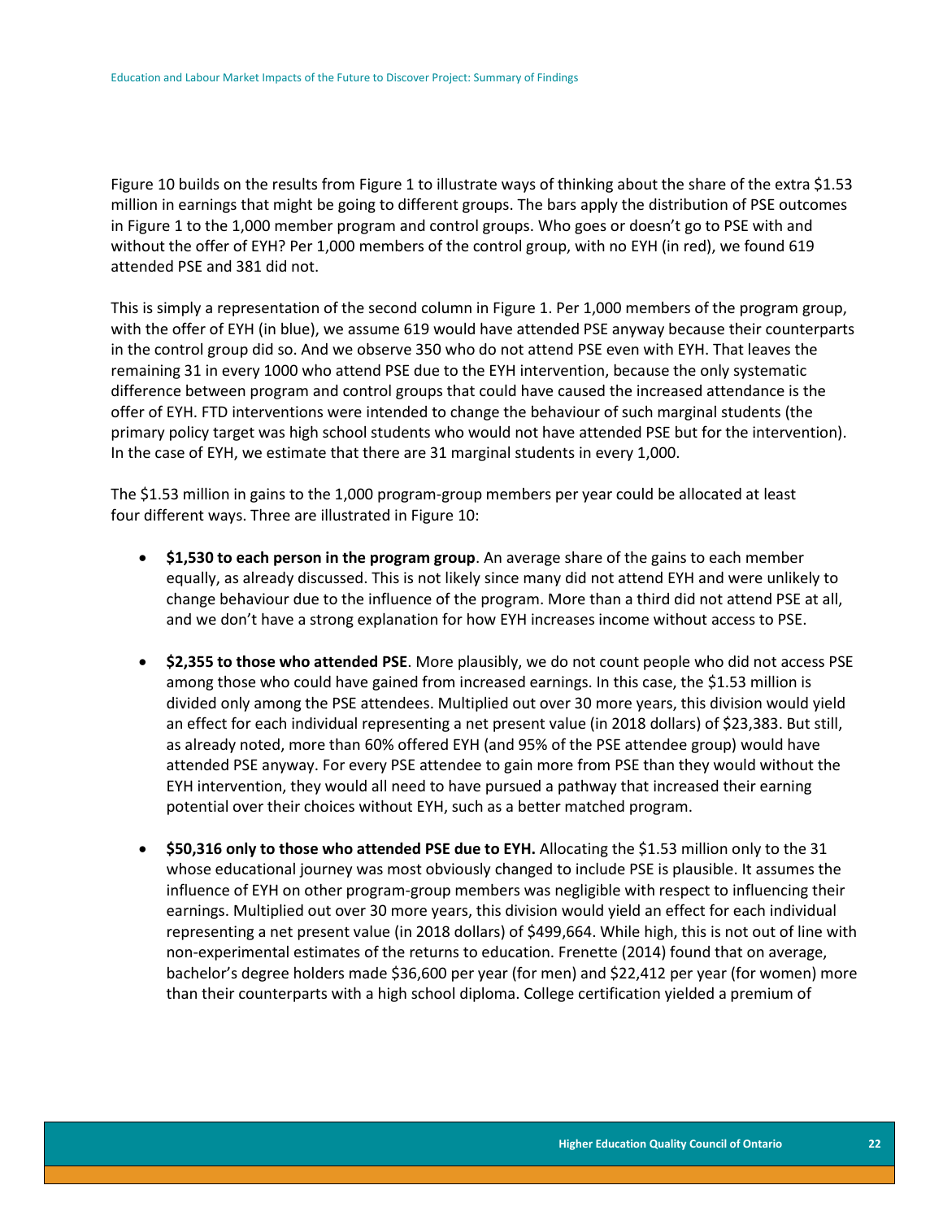Figure 10 builds on the results from Figure 1 to illustrate ways of thinking about the share of the extra $1.53 million in earnings that might be going to different groups. The bars apply the distribution of PSE outcomes in Figure 1 to the 1,000 member program and control groups. Who goes or doesn't go to PSE with and without the offer of EYH? Per 1,000 members of the control group, with no EYH (in red), we found 619 attended PSE and 381 did not.

This is simply a representation of the second column in Figure 1. Per 1,000 members of the program group, with the offer of EYH (in blue), we assume 619 would have attended PSE anyway because their counterparts in the control group did so. And we observe 350 who do not attend PSE even with EYH. That leaves the remaining 31 in every 1000 who attend PSE due to the EYH intervention, because the only systematic difference between program and control groups that could have caused the increased attendance is the offer of EYH. FTD interventions were intended to change the behaviour of such marginal students (the primary policy target was high school students who would not have attended PSE but for the intervention). In the case of EYH, we estimate that there are 31 marginal students in every 1,000.

The $1.53 million in gains to the 1,000 program-group members per year could be allocated at least four different ways. Three are illustrated in Figure 10:

- **$1,530 to each person in the program group**. An average share of the gains to each member equally, as already discussed. This is not likely since many did not attend EYH and were unlikely to change behaviour due to the influence of the program. More than a third did not attend PSE at all, and we don't have a strong explanation for how EYH increases income without access to PSE.

- **$2,355 to those who attended PSE**. More plausibly, we do not count people who did not access PSE among those who could have gained from increased earnings. In this case, the $1.53 million is divided only among the PSE attendees. Multiplied out over 30 more years, this division would yield an effect for each individual representing a net present value (in 2018 dollars) of $23,383. But still, as already noted, more than 60% offered EYH (and 95% of the PSE attendee group) would have attended PSE anyway. For every PSE attendee to gain more from PSE than they would without the EYH intervention, they would all need to have pursued a pathway that increased their earning potential over their choices without EYH, such as a better matched program.

- **$50,316 only to those who attended PSE due to EYH.** Allocating the $1.53 million only to the 31 whose educational journey was most obviously changed to include PSE is plausible. It assumes the influence of EYH on other program-group members was negligible with respect to influencing their earnings. Multiplied out over 30 more years, this division would yield an effect for each individual representing a net present value (in 2018 dollars) of $499,664. While high, this is not out of line with non-experimental estimates of the returns to education. Frenette (2014) found that on average, bachelor's degree holders made $36,600 per year (for men) and $22,412 per year (for women) more than their counterparts with a high school diploma. College certification yielded a premium of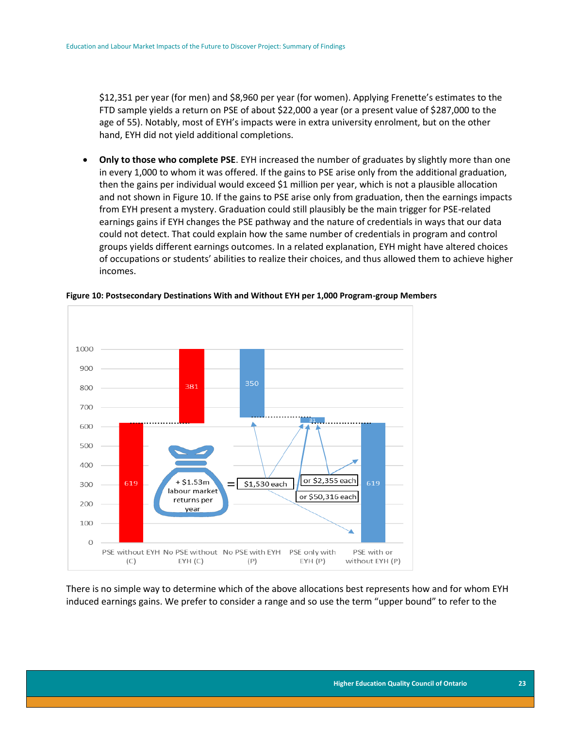$12,351 per year (for men) and $8,960 per year (for women). Applying Frenette's estimates to the FTD sample yields a return on PSE of about $22,000 a year (or a present value of $287,000 to the age of 55). Notably, most of EYH's impacts were in extra university enrolment, but on the other hand, EYH did not yield additional completions.

- **Only to those who complete PSE**. EYH increased the number of graduates by slightly more than one in every 1,000 to whom it was offered. If the gains to PSE arise only from the additional graduation, then the gains per individual would exceed $1 million per year, which is not a plausible allocation and not shown in Figure 10. If the gains to PSE arise only from graduation, then the earnings impacts from EYH present a mystery. Graduation could still plausibly be the main trigger for PSE-related earnings gains if EYH changes the PSE pathway and the nature of credentials in ways that our data could not detect. That could explain how the same number of credentials in program and control groups yields different earnings outcomes. In a related explanation, EYH might have altered choices of occupations or students' abilities to realize their choices, and thus allowed them to achieve higher incomes.

**Figure 10: Postsecondary Destinations With and Without EYH per 1,000 Program-group Members**

| Category | Value |
|---|---|
| PSE without EYH (C) | 619 |
| No PSE without EYH (C) | 381 |
| No PSE with EYH (P) | 350 |
| PSE only with EYH (P) | 31 |
| PSE with or without EYH (P) | 619 |

+ $1.53m labour market returns per year = $1,530 each, or $2,355 each, or $50,316 each

There is no simple way to determine which of the above allocations best represents how and for whom EYH induced earnings gains. We prefer to consider a range and so use the term "upper bound" to refer to the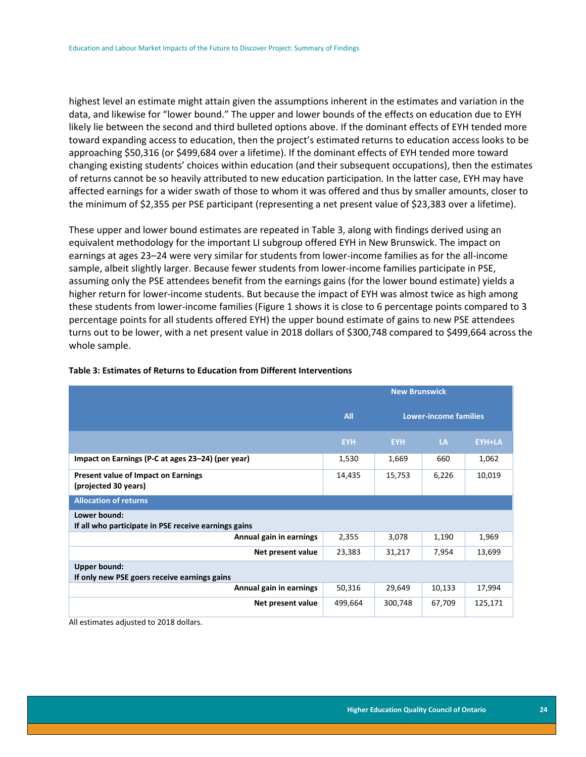highest level an estimate might attain given the assumptions inherent in the estimates and variation in the data, and likewise for "lower bound." The upper and lower bounds of the effects on education due to EYH likely lie between the second and third bulleted options above. If the dominant effects of EYH tended more toward expanding access to education, then the project's estimated returns to education access looks to be approaching $50,316 (or $499,684 over a lifetime). If the dominant effects of EYH tended more toward changing existing students' choices within education (and their subsequent occupations), then the estimates of returns cannot be so heavily attributed to new education participation. In the latter case, EYH may have affected earnings for a wider swath of those to whom it was offered and thus by smaller amounts, closer to the minimum of $2,355 per PSE participant (representing a net present value of $23,383 over a lifetime).

These upper and lower bound estimates are repeated in Table 3, along with findings derived using an equivalent methodology for the important LI subgroup offered EYH in New Brunswick. The impact on earnings at ages 23–24 were very similar for students from lower-income families as for the all-income sample, albeit slightly larger. Because fewer students from lower-income families participate in PSE, assuming only the PSE attendees benefit from the earnings gains (for the lower bound estimate) yields a higher return for lower-income students. But because the impact of EYH was almost twice as high among these students from lower-income families (Figure 1 shows it is close to 6 percentage points compared to 3 percentage points for all students offered EYH) the upper bound estimate of gains to new PSE attendees turns out to be lower, with a net present value in 2018 dollars of $300,748 compared to $499,664 across the whole sample.

**Table 3: Estimates of Returns to Education from Different Interventions**

| | New Brunswick | | | |
|---|---|---|---|---|
| | All | Lower-income families | | |
| | EYH | EYH | LA | EYH+LA |
| **Impact on Earnings (P-C at ages 23–24) (per year)** | 1,530 | 1,669 | 660 | 1,062 |
| **Present value of Impact on Earnings (projected 30 years)** | 14,435 | 15,753 | 6,226 | 10,019 |
| **Allocation of returns** | | | | |
| **Lower bound: If all who participate in PSE receive earnings gains** | | | | |
| **Annual gain in earnings** | 2,355 | 3,078 | 1,190 | 1,969 |
| **Net present value** | 23,383 | 31,217 | 7,954 | 13,699 |
| **Upper bound: If only new PSE goers receive earnings gains** | | | | |
| **Annual gain in earnings** | 50,316 | 29,649 | 10,133 | 17,994 |
| **Net present value** | 499,664 | 300,748 | 67,709 | 125,171 |

All estimates adjusted to 2018 dollars.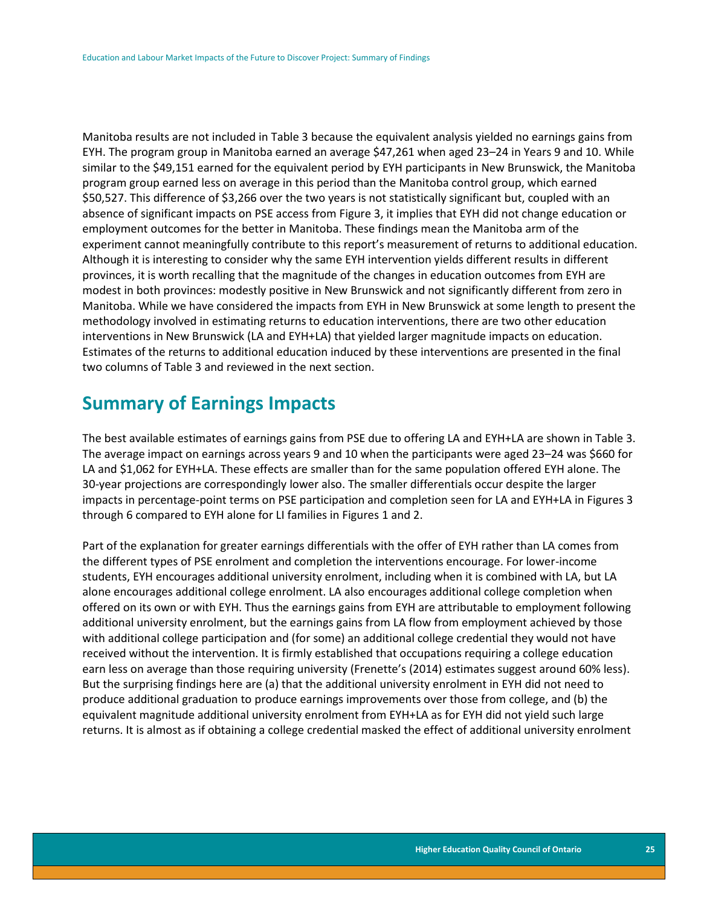Manitoba results are not included in Table 3 because the equivalent analysis yielded no earnings gains from EYH. The program group in Manitoba earned an average $47,261 when aged 23–24 in Years 9 and 10. While similar to the $49,151 earned for the equivalent period by EYH participants in New Brunswick, the Manitoba program group earned less on average in this period than the Manitoba control group, which earned $50,527. This difference of $3,266 over the two years is not statistically significant but, coupled with an absence of significant impacts on PSE access from Figure 3, it implies that EYH did not change education or employment outcomes for the better in Manitoba. These findings mean the Manitoba arm of the experiment cannot meaningfully contribute to this report's measurement of returns to additional education. Although it is interesting to consider why the same EYH intervention yields different results in different provinces, it is worth recalling that the magnitude of the changes in education outcomes from EYH are modest in both provinces: modestly positive in New Brunswick and not significantly different from zero in Manitoba. While we have considered the impacts from EYH in New Brunswick at some length to present the methodology involved in estimating returns to education interventions, there are two other education interventions in New Brunswick (LA and EYH+LA) that yielded larger magnitude impacts on education. Estimates of the returns to additional education induced by these interventions are presented in the final two columns of Table 3 and reviewed in the next section.

## Summary of Earnings Impacts

The best available estimates of earnings gains from PSE due to offering LA and EYH+LA are shown in Table 3. The average impact on earnings across years 9 and 10 when the participants were aged 23–24 was $660 for LA and $1,062 for EYH+LA. These effects are smaller than for the same population offered EYH alone. The 30-year projections are correspondingly lower also. The smaller differentials occur despite the larger impacts in percentage-point terms on PSE participation and completion seen for LA and EYH+LA in Figures 3 through 6 compared to EYH alone for LI families in Figures 1 and 2.

Part of the explanation for greater earnings differentials with the offer of EYH rather than LA comes from the different types of PSE enrolment and completion the interventions encourage. For lower-income students, EYH encourages additional university enrolment, including when it is combined with LA, but LA alone encourages additional college enrolment. LA also encourages additional college completion when offered on its own or with EYH. Thus the earnings gains from EYH are attributable to employment following additional university enrolment, but the earnings gains from LA flow from employment achieved by those with additional college participation and (for some) an additional college credential they would not have received without the intervention. It is firmly established that occupations requiring a college education earn less on average than those requiring university (Frenette's (2014) estimates suggest around 60% less). But the surprising findings here are (a) that the additional university enrolment in EYH did not need to produce additional graduation to produce earnings improvements over those from college, and (b) the equivalent magnitude additional university enrolment from EYH+LA as for EYH did not yield such large returns. It is almost as if obtaining a college credential masked the effect of additional university enrolment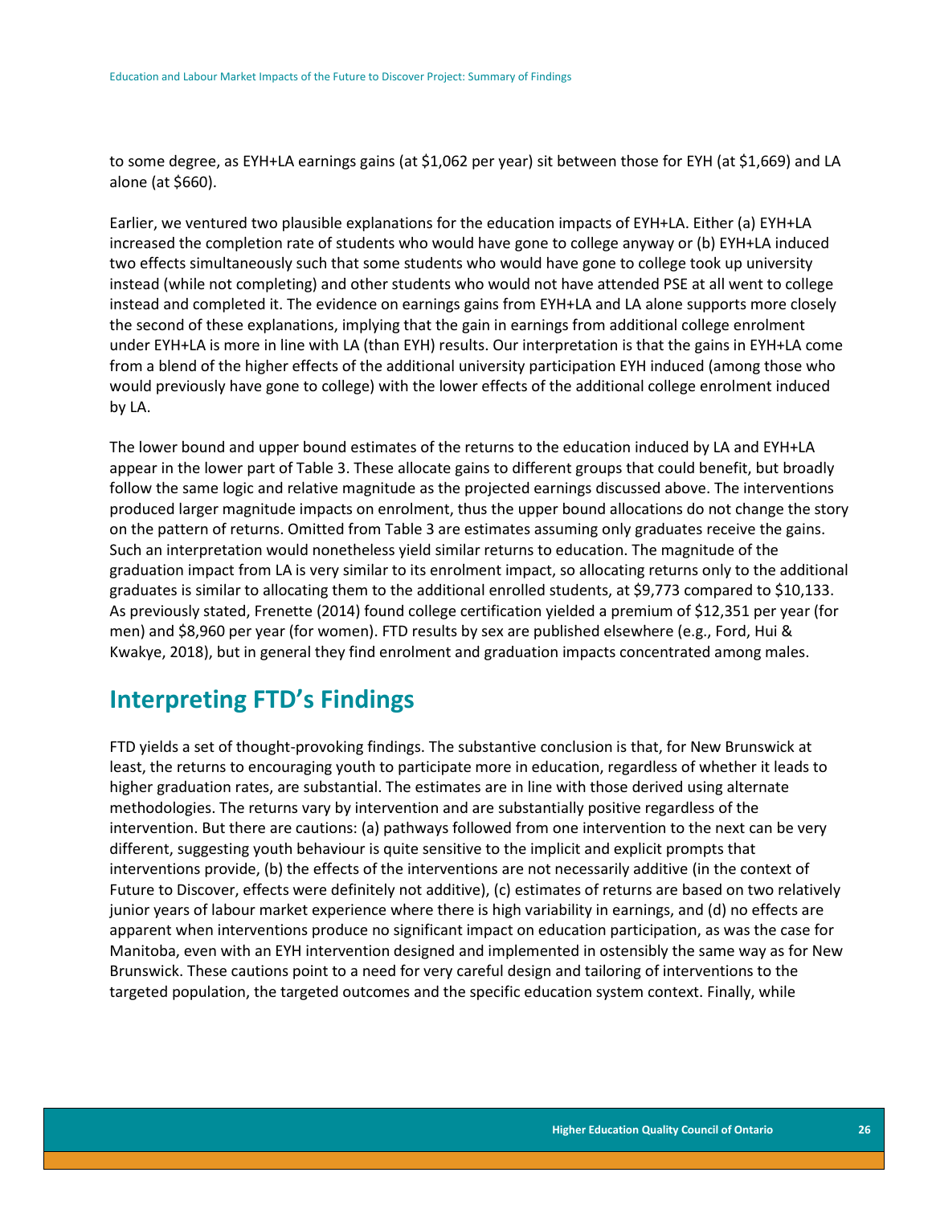to some degree, as EYH+LA earnings gains (at $1,062 per year) sit between those for EYH (at $1,669) and LA alone (at $660).

Earlier, we ventured two plausible explanations for the education impacts of EYH+LA. Either (a) EYH+LA increased the completion rate of students who would have gone to college anyway or (b) EYH+LA induced two effects simultaneously such that some students who would have gone to college took up university instead (while not completing) and other students who would not have attended PSE at all went to college instead and completed it. The evidence on earnings gains from EYH+LA and LA alone supports more closely the second of these explanations, implying that the gain in earnings from additional college enrolment under EYH+LA is more in line with LA (than EYH) results. Our interpretation is that the gains in EYH+LA come from a blend of the higher effects of the additional university participation EYH induced (among those who would previously have gone to college) with the lower effects of the additional college enrolment induced by LA.

The lower bound and upper bound estimates of the returns to the education induced by LA and EYH+LA appear in the lower part of Table 3. These allocate gains to different groups that could benefit, but broadly follow the same logic and relative magnitude as the projected earnings discussed above. The interventions produced larger magnitude impacts on enrolment, thus the upper bound allocations do not change the story on the pattern of returns. Omitted from Table 3 are estimates assuming only graduates receive the gains. Such an interpretation would nonetheless yield similar returns to education. The magnitude of the graduation impact from LA is very similar to its enrolment impact, so allocating returns only to the additional graduates is similar to allocating them to the additional enrolled students, at $9,773 compared to $10,133. As previously stated, Frenette (2014) found college certification yielded a premium of $12,351 per year (for men) and $8,960 per year (for women). FTD results by sex are published elsewhere (e.g., Ford, Hui & Kwakye, 2018), but in general they find enrolment and graduation impacts concentrated among males.

## Interpreting FTD's Findings

FTD yields a set of thought-provoking findings. The substantive conclusion is that, for New Brunswick at least, the returns to encouraging youth to participate more in education, regardless of whether it leads to higher graduation rates, are substantial. The estimates are in line with those derived using alternate methodologies. The returns vary by intervention and are substantially positive regardless of the intervention. But there are cautions: (a) pathways followed from one intervention to the next can be very different, suggesting youth behaviour is quite sensitive to the implicit and explicit prompts that interventions provide, (b) the effects of the interventions are not necessarily additive (in the context of Future to Discover, effects were definitely not additive), (c) estimates of returns are based on two relatively junior years of labour market experience where there is high variability in earnings, and (d) no effects are apparent when interventions produce no significant impact on education participation, as was the case for Manitoba, even with an EYH intervention designed and implemented in ostensibly the same way as for New Brunswick. These cautions point to a need for very careful design and tailoring of interventions to the targeted population, the targeted outcomes and the specific education system context. Finally, while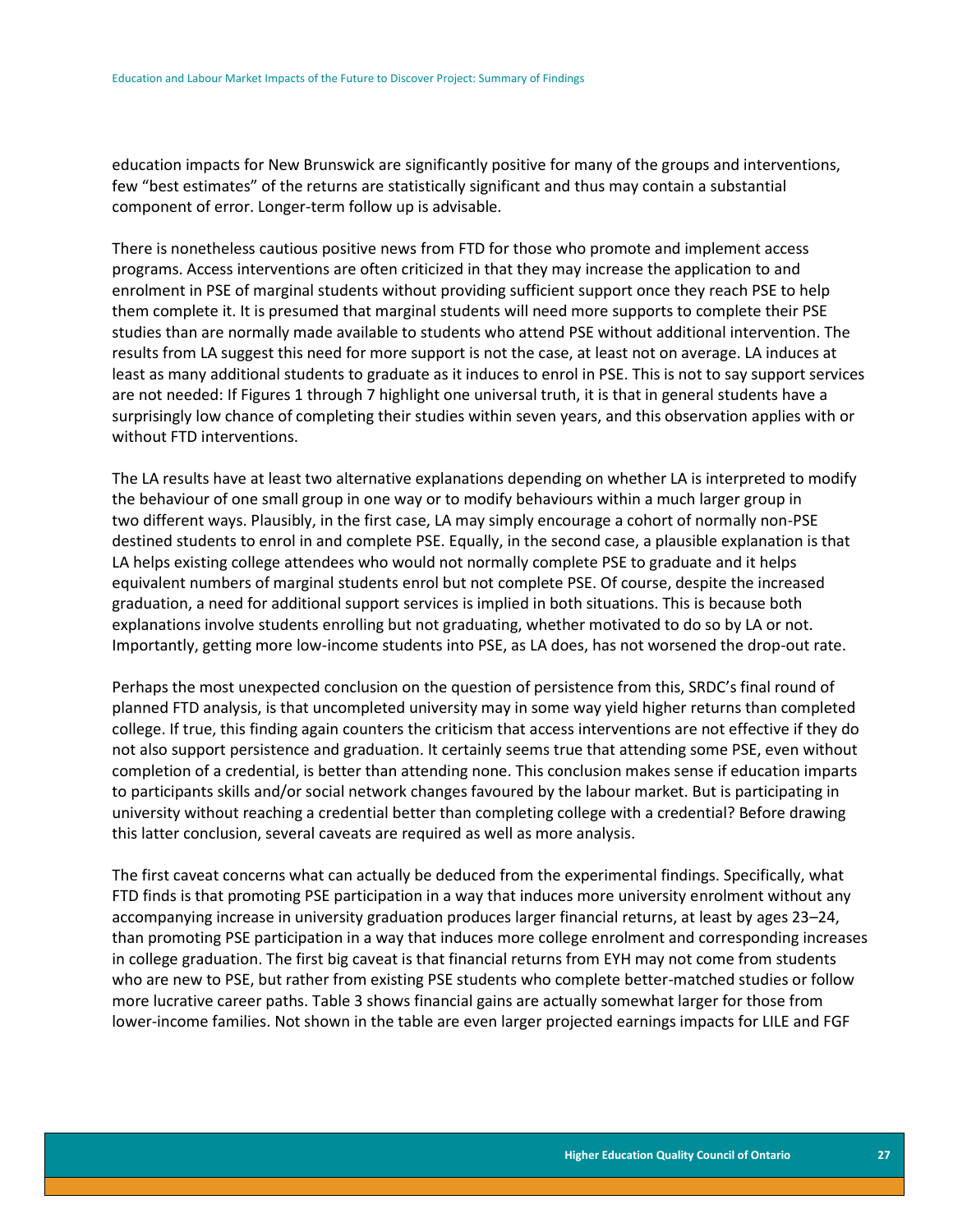education impacts for New Brunswick are significantly positive for many of the groups and interventions, few “best estimates” of the returns are statistically significant and thus may contain a substantial component of error. Longer-term follow up is advisable.

There is nonetheless cautious positive news from FTD for those who promote and implement access programs. Access interventions are often criticized in that they may increase the application to and enrolment in PSE of marginal students without providing sufficient support once they reach PSE to help them complete it. It is presumed that marginal students will need more supports to complete their PSE studies than are normally made available to students who attend PSE without additional intervention. The results from LA suggest this need for more support is not the case, at least not on average. LA induces at least as many additional students to graduate as it induces to enrol in PSE. This is not to say support services are not needed: If Figures 1 through 7 highlight one universal truth, it is that in general students have a surprisingly low chance of completing their studies within seven years, and this observation applies with or without FTD interventions.

The LA results have at least two alternative explanations depending on whether LA is interpreted to modify the behaviour of one small group in one way or to modify behaviours within a much larger group in two different ways. Plausibly, in the first case, LA may simply encourage a cohort of normally non-PSE destined students to enrol in and complete PSE. Equally, in the second case, a plausible explanation is that LA helps existing college attendees who would not normally complete PSE to graduate and it helps equivalent numbers of marginal students enrol but not complete PSE. Of course, despite the increased graduation, a need for additional support services is implied in both situations. This is because both explanations involve students enrolling but not graduating, whether motivated to do so by LA or not. Importantly, getting more low-income students into PSE, as LA does, has not worsened the drop-out rate.

Perhaps the most unexpected conclusion on the question of persistence from this, SRDC’s final round of planned FTD analysis, is that uncompleted university may in some way yield higher returns than completed college. If true, this finding again counters the criticism that access interventions are not effective if they do not also support persistence and graduation. It certainly seems true that attending some PSE, even without completion of a credential, is better than attending none. This conclusion makes sense if education imparts to participants skills and/or social network changes favoured by the labour market. But is participating in university without reaching a credential better than completing college with a credential? Before drawing this latter conclusion, several caveats are required as well as more analysis.

The first caveat concerns what can actually be deduced from the experimental findings. Specifically, what FTD finds is that promoting PSE participation in a way that induces more university enrolment without any accompanying increase in university graduation produces larger financial returns, at least by ages 23–24, than promoting PSE participation in a way that induces more college enrolment and corresponding increases in college graduation. The first big caveat is that financial returns from EYH may not come from students who are new to PSE, but rather from existing PSE students who complete better-matched studies or follow more lucrative career paths. Table 3 shows financial gains are actually somewhat larger for those from lower-income families. Not shown in the table are even larger projected earnings impacts for LILE and FGF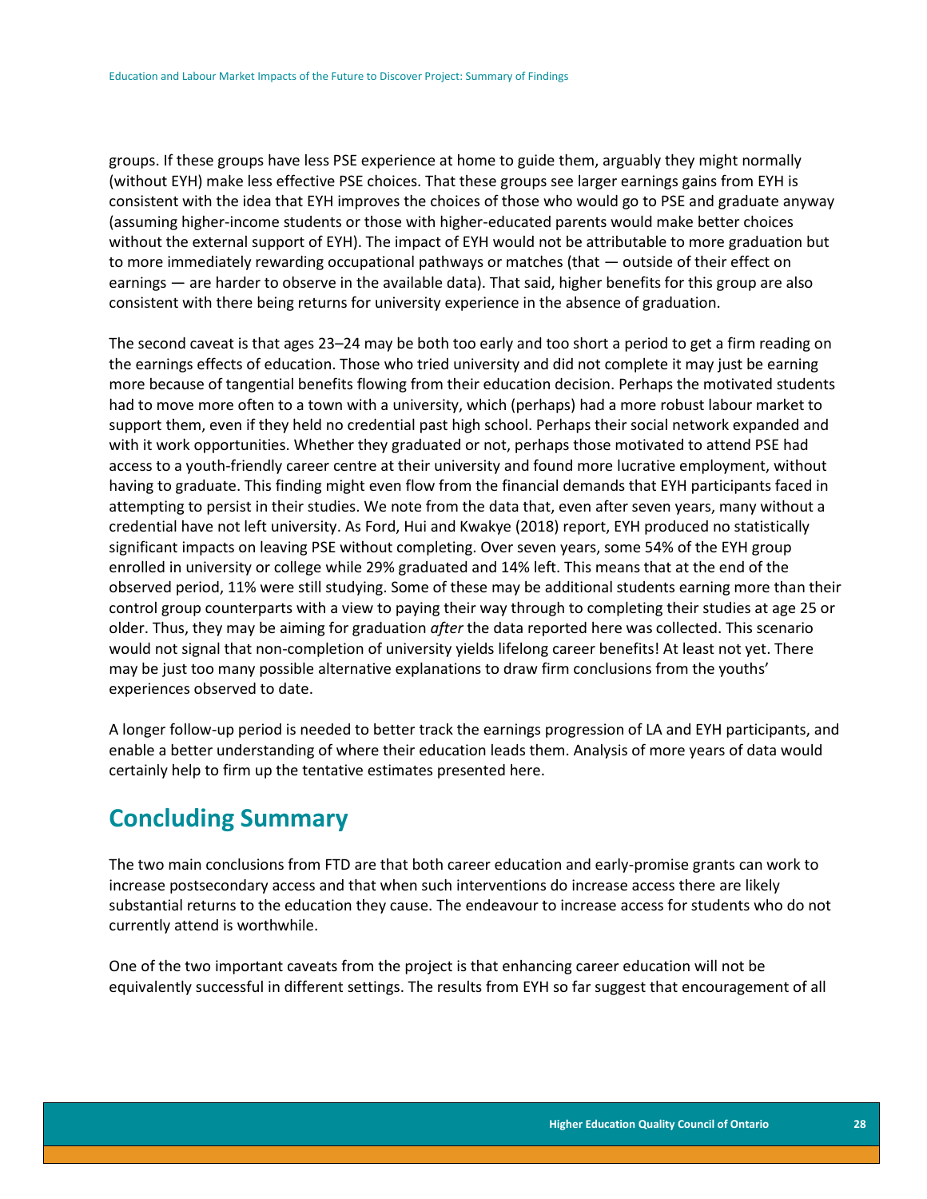groups. If these groups have less PSE experience at home to guide them, arguably they might normally (without EYH) make less effective PSE choices. That these groups see larger earnings gains from EYH is consistent with the idea that EYH improves the choices of those who would go to PSE and graduate anyway (assuming higher-income students or those with higher-educated parents would make better choices without the external support of EYH). The impact of EYH would not be attributable to more graduation but to more immediately rewarding occupational pathways or matches (that — outside of their effect on earnings — are harder to observe in the available data). That said, higher benefits for this group are also consistent with there being returns for university experience in the absence of graduation.

The second caveat is that ages 23–24 may be both too early and too short a period to get a firm reading on the earnings effects of education. Those who tried university and did not complete it may just be earning more because of tangential benefits flowing from their education decision. Perhaps the motivated students had to move more often to a town with a university, which (perhaps) had a more robust labour market to support them, even if they held no credential past high school. Perhaps their social network expanded and with it work opportunities. Whether they graduated or not, perhaps those motivated to attend PSE had access to a youth-friendly career centre at their university and found more lucrative employment, without having to graduate. This finding might even flow from the financial demands that EYH participants faced in attempting to persist in their studies. We note from the data that, even after seven years, many without a credential have not left university. As Ford, Hui and Kwakye (2018) report, EYH produced no statistically significant impacts on leaving PSE without completing. Over seven years, some 54% of the EYH group enrolled in university or college while 29% graduated and 14% left. This means that at the end of the observed period, 11% were still studying. Some of these may be additional students earning more than their control group counterparts with a view to paying their way through to completing their studies at age 25 or older. Thus, they may be aiming for graduation *after* the data reported here was collected. This scenario would not signal that non-completion of university yields lifelong career benefits! At least not yet. There may be just too many possible alternative explanations to draw firm conclusions from the youths' experiences observed to date.

A longer follow-up period is needed to better track the earnings progression of LA and EYH participants, and enable a better understanding of where their education leads them. Analysis of more years of data would certainly help to firm up the tentative estimates presented here.

## Concluding Summary

The two main conclusions from FTD are that both career education and early-promise grants can work to increase postsecondary access and that when such interventions do increase access there are likely substantial returns to the education they cause. The endeavour to increase access for students who do not currently attend is worthwhile.

One of the two important caveats from the project is that enhancing career education will not be equivalently successful in different settings. The results from EYH so far suggest that encouragement of all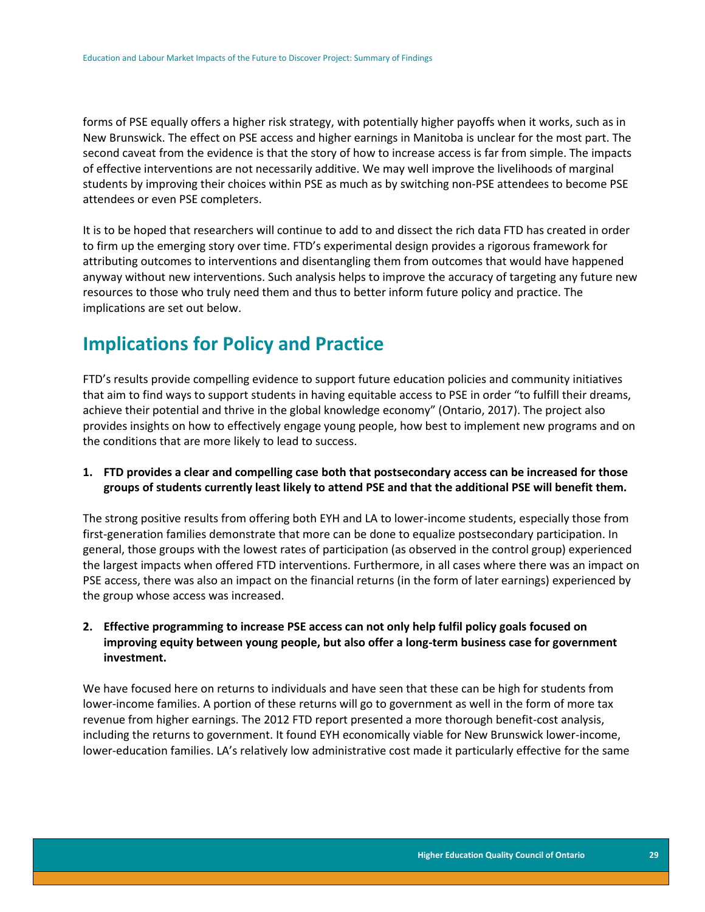forms of PSE equally offers a higher risk strategy, with potentially higher payoffs when it works, such as in New Brunswick. The effect on PSE access and higher earnings in Manitoba is unclear for the most part. The second caveat from the evidence is that the story of how to increase access is far from simple. The impacts of effective interventions are not necessarily additive. We may well improve the livelihoods of marginal students by improving their choices within PSE as much as by switching non-PSE attendees to become PSE attendees or even PSE completers.

It is to be hoped that researchers will continue to add to and dissect the rich data FTD has created in order to firm up the emerging story over time. FTD's experimental design provides a rigorous framework for attributing outcomes to interventions and disentangling them from outcomes that would have happened anyway without new interventions. Such analysis helps to improve the accuracy of targeting any future new resources to those who truly need them and thus to better inform future policy and practice. The implications are set out below.

## Implications for Policy and Practice

FTD's results provide compelling evidence to support future education policies and community initiatives that aim to find ways to support students in having equitable access to PSE in order "to fulfill their dreams, achieve their potential and thrive in the global knowledge economy" (Ontario, 2017). The project also provides insights on how to effectively engage young people, how best to implement new programs and on the conditions that are more likely to lead to success.

1. **FTD provides a clear and compelling case both that postsecondary access can be increased for those groups of students currently least likely to attend PSE and that the additional PSE will benefit them.**

The strong positive results from offering both EYH and LA to lower-income students, especially those from first-generation families demonstrate that more can be done to equalize postsecondary participation. In general, those groups with the lowest rates of participation (as observed in the control group) experienced the largest impacts when offered FTD interventions. Furthermore, in all cases where there was an impact on PSE access, there was also an impact on the financial returns (in the form of later earnings) experienced by the group whose access was increased.

2. **Effective programming to increase PSE access can not only help fulfil policy goals focused on improving equity between young people, but also offer a long-term business case for government investment.**

We have focused here on returns to individuals and have seen that these can be high for students from lower-income families. A portion of these returns will go to government as well in the form of more tax revenue from higher earnings. The 2012 FTD report presented a more thorough benefit-cost analysis, including the returns to government. It found EYH economically viable for New Brunswick lower-income, lower-education families. LA's relatively low administrative cost made it particularly effective for the same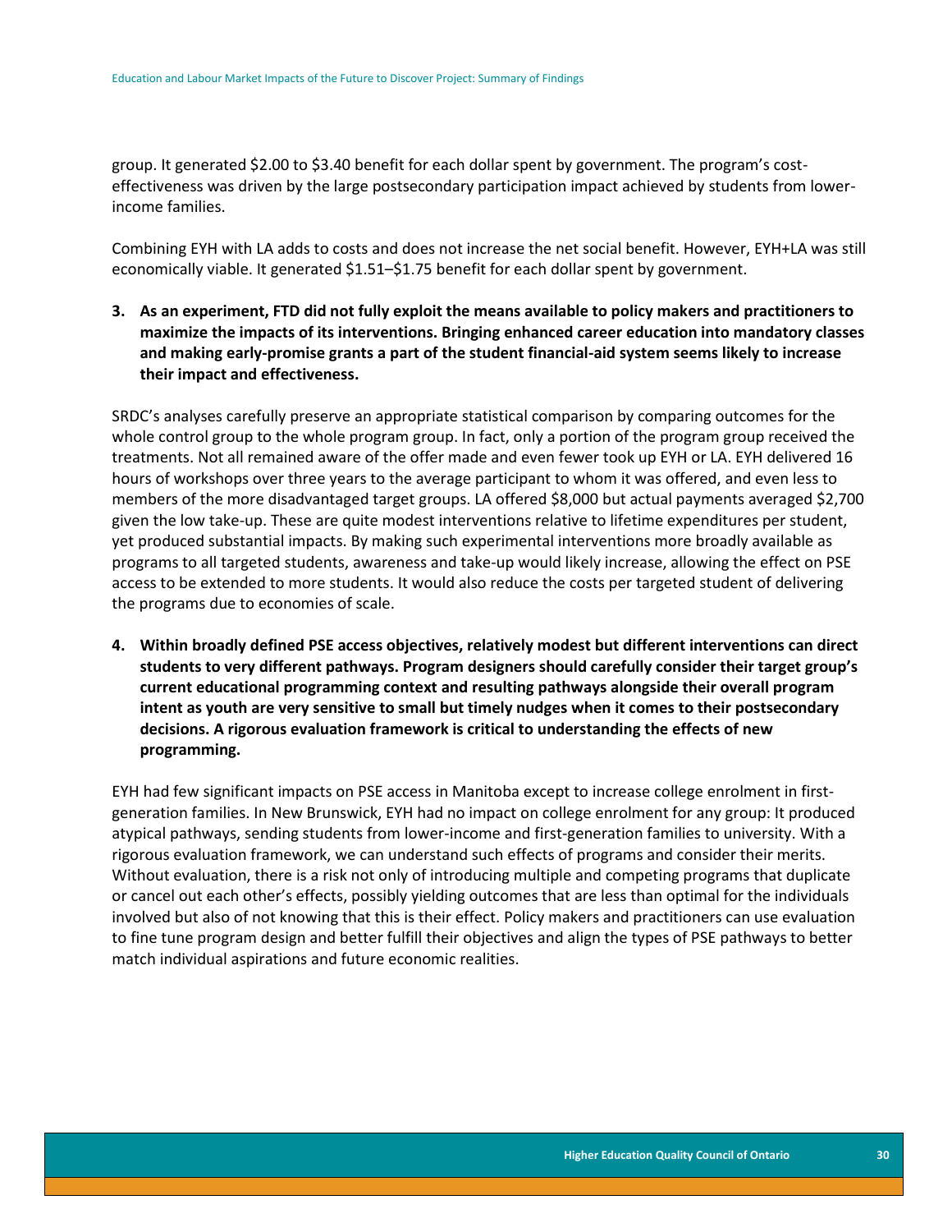group. It generated $2.00 to $3.40 benefit for each dollar spent by government. The program's cost-effectiveness was driven by the large postsecondary participation impact achieved by students from lower-income families.

Combining EYH with LA adds to costs and does not increase the net social benefit. However, EYH+LA was still economically viable. It generated $1.51–$1.75 benefit for each dollar spent by government.

3. **As an experiment, FTD did not fully exploit the means available to policy makers and practitioners to maximize the impacts of its interventions. Bringing enhanced career education into mandatory classes and making early-promise grants a part of the student financial-aid system seems likely to increase their impact and effectiveness.**

SRDC's analyses carefully preserve an appropriate statistical comparison by comparing outcomes for the whole control group to the whole program group. In fact, only a portion of the program group received the treatments. Not all remained aware of the offer made and even fewer took up EYH or LA. EYH delivered 16 hours of workshops over three years to the average participant to whom it was offered, and even less to members of the more disadvantaged target groups. LA offered $8,000 but actual payments averaged $2,700 given the low take-up. These are quite modest interventions relative to lifetime expenditures per student, yet produced substantial impacts. By making such experimental interventions more broadly available as programs to all targeted students, awareness and take-up would likely increase, allowing the effect on PSE access to be extended to more students. It would also reduce the costs per targeted student of delivering the programs due to economies of scale.

4. **Within broadly defined PSE access objectives, relatively modest but different interventions can direct students to very different pathways. Program designers should carefully consider their target group's current educational programming context and resulting pathways alongside their overall program intent as youth are very sensitive to small but timely nudges when it comes to their postsecondary decisions. A rigorous evaluation framework is critical to understanding the effects of new programming.**

EYH had few significant impacts on PSE access in Manitoba except to increase college enrolment in first-generation families. In New Brunswick, EYH had no impact on college enrolment for any group: It produced atypical pathways, sending students from lower-income and first-generation families to university. With a rigorous evaluation framework, we can understand such effects of programs and consider their merits. Without evaluation, there is a risk not only of introducing multiple and competing programs that duplicate or cancel out each other's effects, possibly yielding outcomes that are less than optimal for the individuals involved but also of not knowing that this is their effect. Policy makers and practitioners can use evaluation to fine tune program design and better fulfill their objectives and align the types of PSE pathways to better match individual aspirations and future economic realities.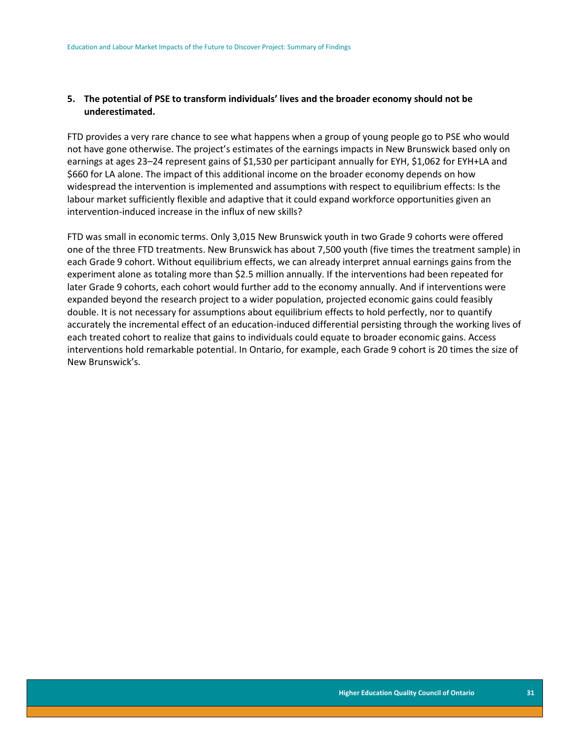**5. The potential of PSE to transform individuals' lives and the broader economy should not be underestimated.**

FTD provides a very rare chance to see what happens when a group of young people go to PSE who would not have gone otherwise. The project's estimates of the earnings impacts in New Brunswick based only on earnings at ages 23–24 represent gains of $1,530 per participant annually for EYH, $1,062 for EYH+LA and $660 for LA alone. The impact of this additional income on the broader economy depends on how widespread the intervention is implemented and assumptions with respect to equilibrium effects: Is the labour market sufficiently flexible and adaptive that it could expand workforce opportunities given an intervention-induced increase in the influx of new skills?

FTD was small in economic terms. Only 3,015 New Brunswick youth in two Grade 9 cohorts were offered one of the three FTD treatments. New Brunswick has about 7,500 youth (five times the treatment sample) in each Grade 9 cohort. Without equilibrium effects, we can already interpret annual earnings gains from the experiment alone as totaling more than $2.5 million annually. If the interventions had been repeated for later Grade 9 cohorts, each cohort would further add to the economy annually. And if interventions were expanded beyond the research project to a wider population, projected economic gains could feasibly double. It is not necessary for assumptions about equilibrium effects to hold perfectly, nor to quantify accurately the incremental effect of an education-induced differential persisting through the working lives of each treated cohort to realize that gains to individuals could equate to broader economic gains. Access interventions hold remarkable potential. In Ontario, for example, each Grade 9 cohort is 20 times the size of New Brunswick's.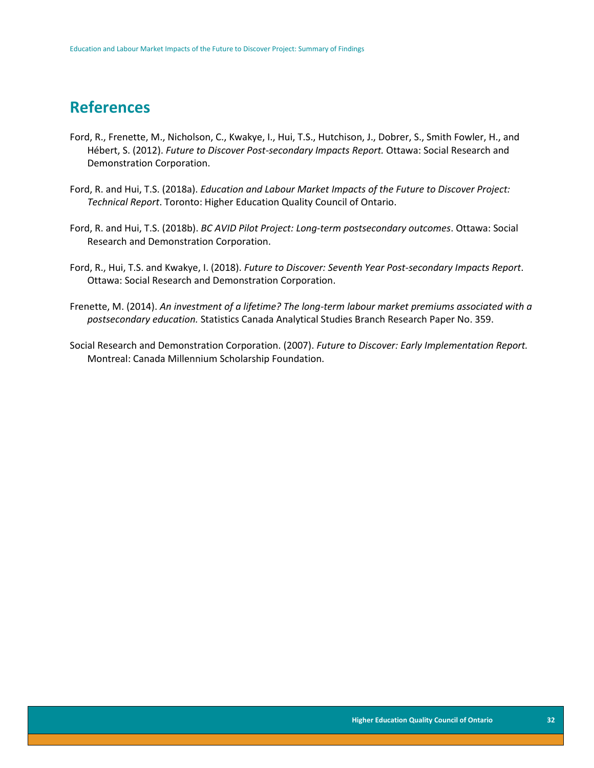# References

Ford, R., Frenette, M., Nicholson, C., Kwakye, I., Hui, T.S., Hutchison, J., Dobrer, S., Smith Fowler, H., and Hébert, S. (2012). *Future to Discover Post-secondary Impacts Report.* Ottawa: Social Research and Demonstration Corporation.

Ford, R. and Hui, T.S. (2018a). *Education and Labour Market Impacts of the Future to Discover Project: Technical Report*. Toronto: Higher Education Quality Council of Ontario.

Ford, R. and Hui, T.S. (2018b). *BC AVID Pilot Project: Long-term postsecondary outcomes*. Ottawa: Social Research and Demonstration Corporation.

Ford, R., Hui, T.S. and Kwakye, I. (2018). *Future to Discover: Seventh Year Post-secondary Impacts Report*. Ottawa: Social Research and Demonstration Corporation.

Frenette, M. (2014). *An investment of a lifetime? The long-term labour market premiums associated with a postsecondary education.* Statistics Canada Analytical Studies Branch Research Paper No. 359.

Social Research and Demonstration Corporation. (2007). *Future to Discover: Early Implementation Report.* Montreal: Canada Millennium Scholarship Foundation.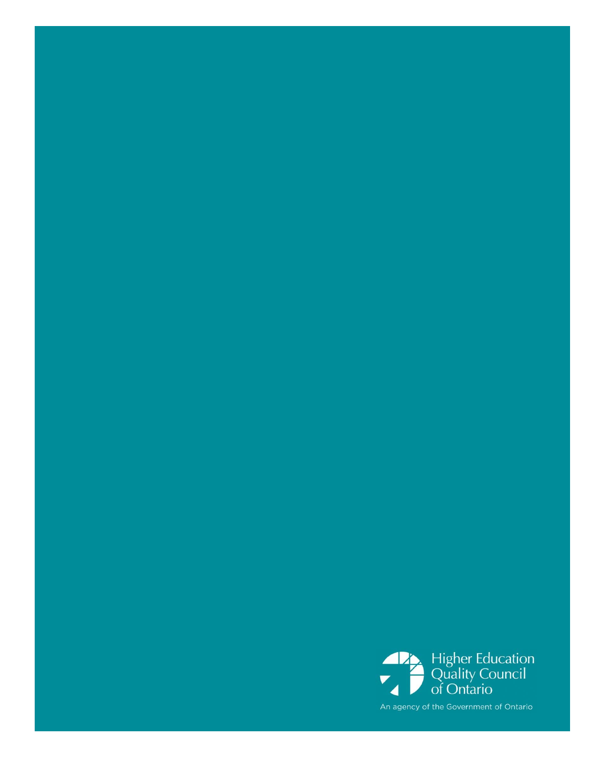Higher Education Quality Council of Ontario

An agency of the Government of Ontario